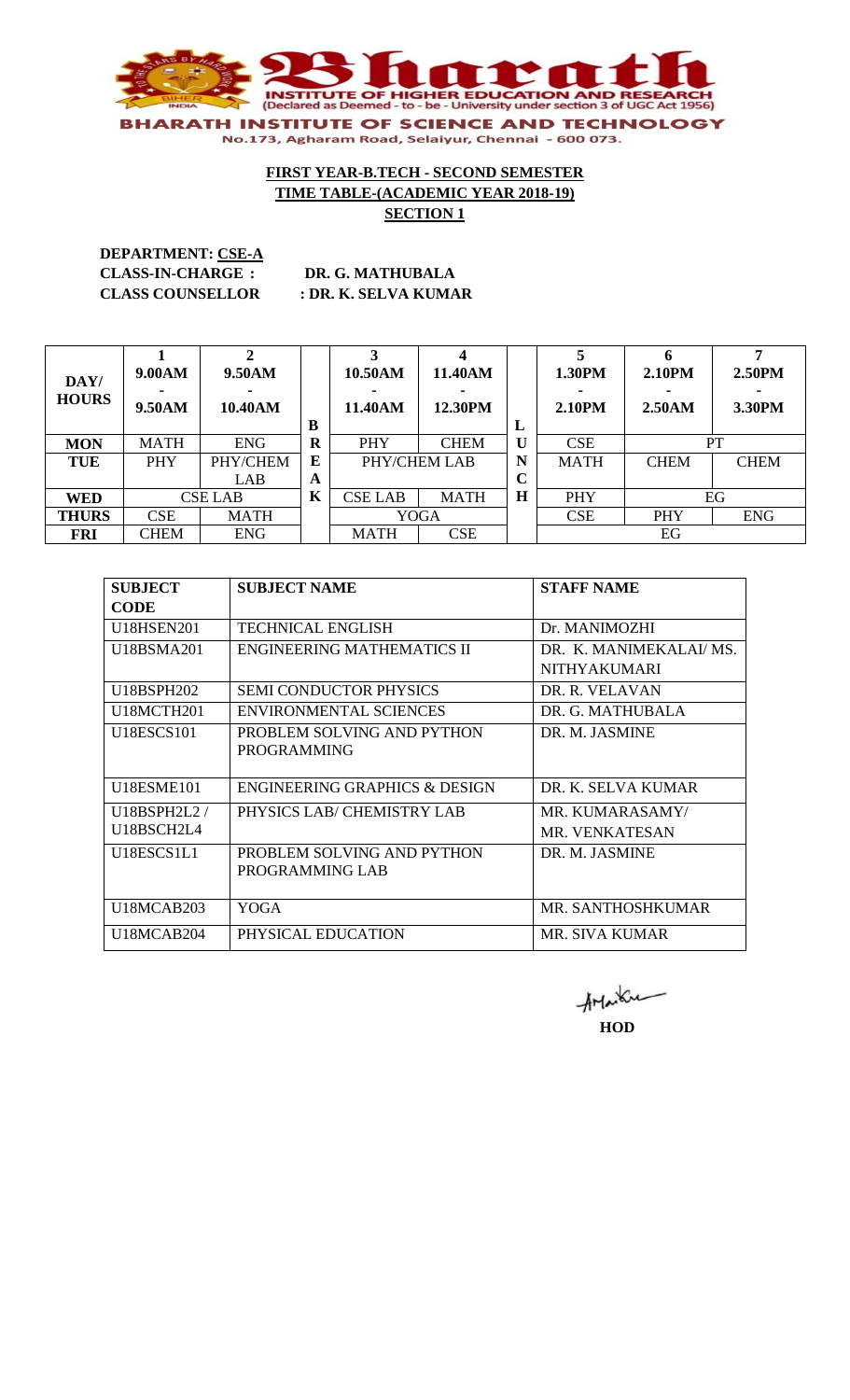# Bharath

INSTITUTE OF HIGHER EDUCATION AND RESEARCH
(Declared as Deemed - to - be - University under section 3 of UGC Act 1956)

BHARATH INSTITUTE OF SCIENCE AND TECHNOLOGY
No.173, Agharam Road, Selaiyur, Chennai - 600 073.

**FIRST YEAR-B.TECH - SECOND SEMESTER**
**TIME TABLE-(ACADEMIC YEAR 2018-19)**
**SECTION 1**

**DEPARTMENT: CSE-A**
**CLASS-IN-CHARGE : DR. G. MATHUBALA**
**CLASS COUNSELLOR : DR. K. SELVA KUMAR**

| DAY/ HOURS | 1 9.00AM - 9.50AM | 2 9.50AM - 10.40AM | | 3 10.50AM - 11.40AM | 4 11.40AM - 12.30PM | | 5 1.30PM - 2.10PM | 6 2.10PM - 2.50AM | 7 2.50AM - 3.30PM |
|---|---|---|---|---|---|---|---|---|---|
| MON | MATH | ENG | B | PHY | CHEM | L | CSE | PT | |
| TUE | PHY | PHY/CHEM LAB | R | PHY/CHEM LAB | | U | MATH | CHEM | CHEM |
| WED | CSE LAB | | E | CSE LAB | MATH | N | PHY | EG | |
| THURS | CSE | MATH | A | YOGA | | C | CSE | PHY | ENG |
| FRI | CHEM | ENG | K | MATH | CSE | H | EG | | |

| SUBJECT CODE | SUBJECT NAME | STAFF NAME |
|---|---|---|
| U18HSEN201 | TECHNICAL ENGLISH | Dr. MANIMOZHI |
| U18BSMA201 | ENGINEERING MATHEMATICS II | DR. K. MANIMEKALAI/ MS. NITHYAKUMARI |
| U18BSPH202 | SEMI CONDUCTOR PHYSICS | DR. R. VELAVAN |
| U18MCTH201 | ENVIRONMENTAL SCIENCES | DR. G. MATHUBALA |
| U18ESCS101 | PROBLEM SOLVING AND PYTHON PROGRAMMING | DR. M. JASMINE |
| U18ESME101 | ENGINEERING GRAPHICS & DESIGN | DR. K. SELVA KUMAR |
| U18BSPH2L2 / U18BSCH2L4 | PHYSICS LAB/ CHEMISTRY LAB | MR. KUMARASAMY/ MR. VENKATESAN |
| U18ESCS1L1 | PROBLEM SOLVING AND PYTHON PROGRAMMING LAB | DR. M. JASMINE |
| U18MCAB203 | YOGA | MR. SANTHOSHKUMAR |
| U18MCAB204 | PHYSICAL EDUCATION | MR. SIVA KUMAR |

**HOD**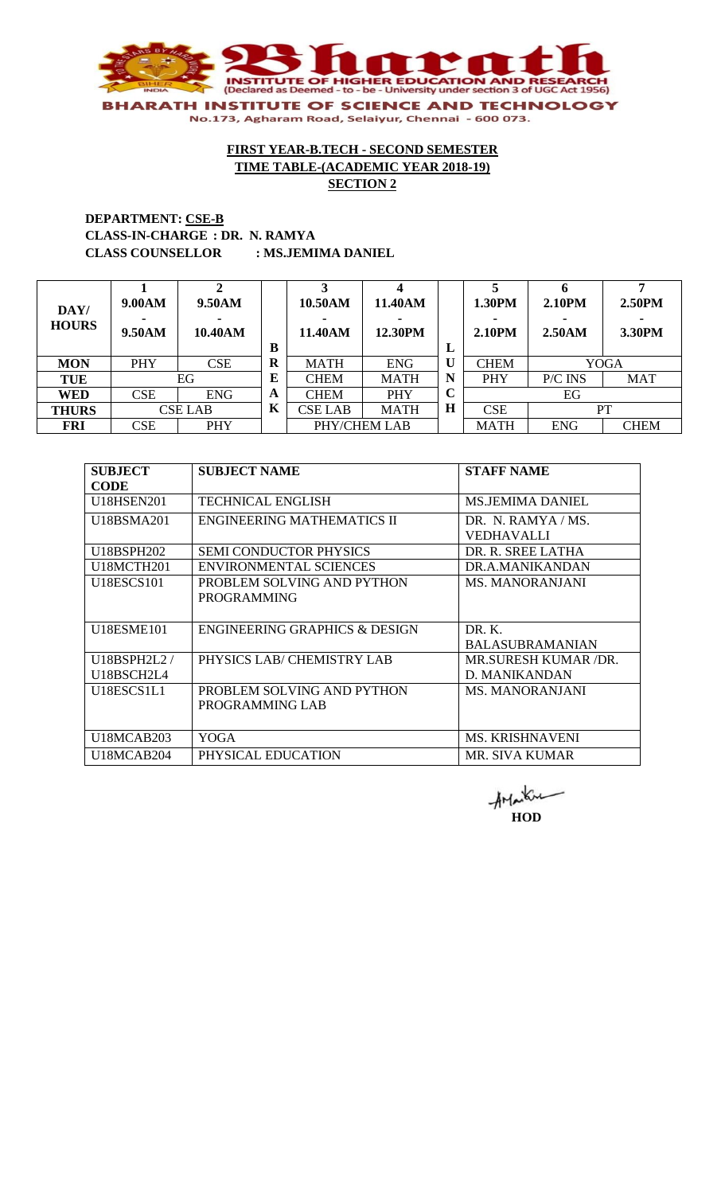**INSTITUTE OF HIGHER EDUCATION AND RESEARCH**
(Declared as Deemed - to - be - University under section 3 of UGC Act 1956)

**BHARATH INSTITUTE OF SCIENCE AND TECHNOLOGY**
No.173, Agharam Road, Selaiyur, Chennai - 600 073.

**FIRST YEAR-B.TECH - SECOND SEMESTER**
**TIME TABLE-(ACADEMIC YEAR 2018-19)**
**SECTION 2**

**DEPARTMENT: CSE-B**
**CLASS-IN-CHARGE : DR. N. RAMYA**
**CLASS COUNSELLOR : MS.JEMIMA DANIEL**

| DAY/ HOURS | 1 9.00AM - 9.50AM | 2 9.50AM - 10.40AM | | 3 10.50AM - 11.40AM | 4 11.40AM - 12.30PM | | 5 1.30PM - 2.10PM | 6 2.10PM - 2.50AM | 7 2.50PM - 3.30PM |
|---|---|---|---|---|---|---|---|---|---|
| **MON** | PHY | CSE | B | MATH | ENG | L | CHEM | YOGA | |
| **TUE** | EG | | R | CHEM | MATH | U | PHY | P/C INS | MAT |
| **WED** | CSE | ENG | E | CHEM | PHY | N | EG | | |
| **THURS** | CSE LAB | | A | CSE LAB | MATH | C | CSE | PT | |
| **FRI** | CSE | PHY | K | PHY/CHEM LAB | | H | MATH | ENG | CHEM |

| SUBJECT CODE | SUBJECT NAME | STAFF NAME |
|---|---|---|
| U18HSEN201 | TECHNICAL ENGLISH | MS.JEMIMA DANIEL |
| U18BSMA201 | ENGINEERING MATHEMATICS II | DR. N. RAMYA / MS. VEDHAVALLI |
| U18BSPH202 | SEMI CONDUCTOR PHYSICS | DR. R. SREE LATHA |
| U18MCTH201 | ENVIRONMENTAL SCIENCES | DR.A.MANIKANDAN |
| U18ESCS101 | PROBLEM SOLVING AND PYTHON PROGRAMMING | MS. MANORANJANI |
| U18ESME101 | ENGINEERING GRAPHICS & DESIGN | DR. K. BALASUBRAMANIAN |
| U18BSPH2L2 / U18BSCH2L4 | PHYSICS LAB/ CHEMISTRY LAB | MR.SURESH KUMAR /DR. D. MANIKANDAN |
| U18ESCS1L1 | PROBLEM SOLVING AND PYTHON PROGRAMMING LAB | MS. MANORANJANI |
| U18MCAB203 | YOGA | MS. KRISHNAVENI |
| U18MCAB204 | PHYSICAL EDUCATION | MR. SIVA KUMAR |

**HOD**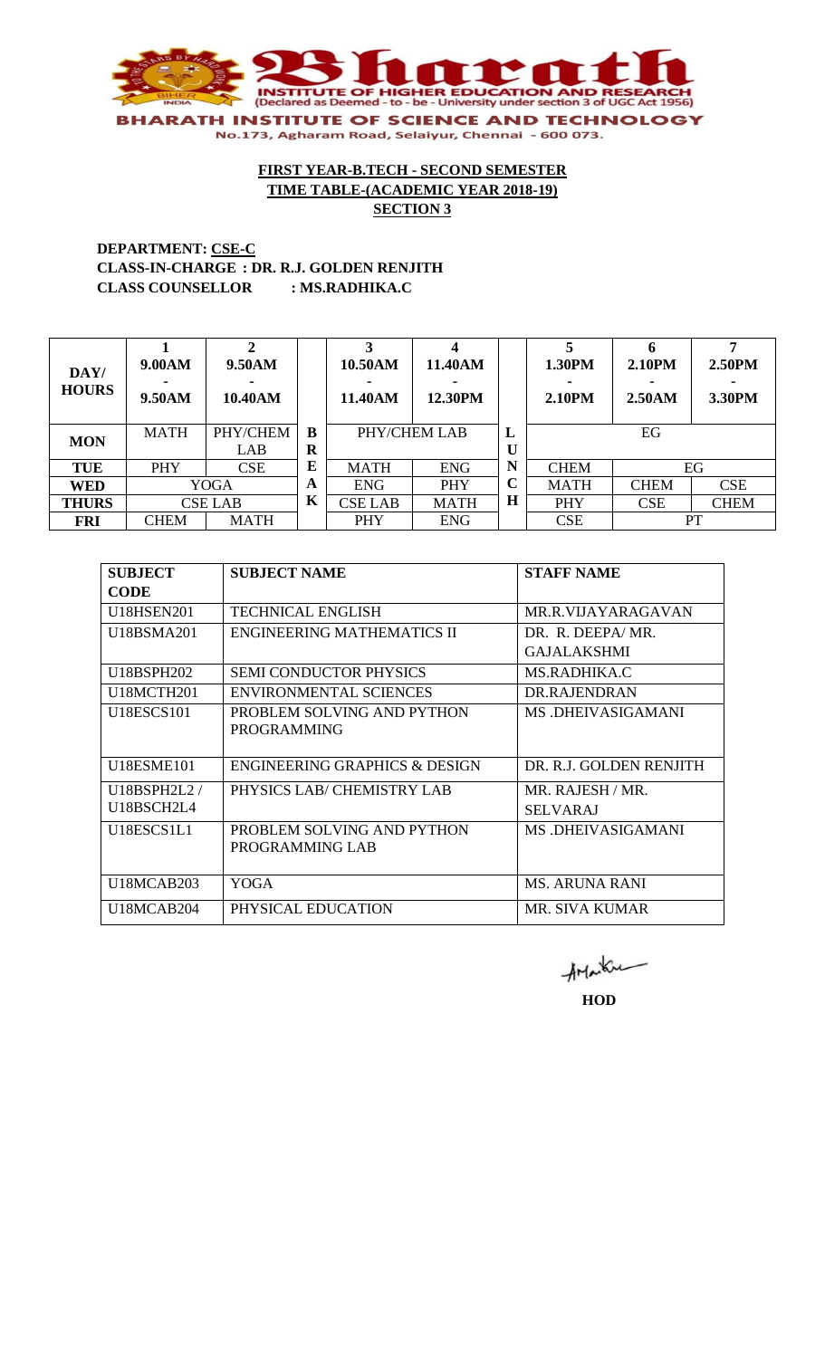BHARATH INSTITUTE OF HIGHER EDUCATION AND RESEARCH
(Declared as Deemed - to - be - University under section 3 of UGC Act 1956)

BHARATH INSTITUTE OF SCIENCE AND TECHNOLOGY
No.173, Agharam Road, Selaiyur, Chennai - 600 073.

**FIRST YEAR-B.TECH - SECOND SEMESTER**
**TIME TABLE-(ACADEMIC YEAR 2018-19)**
**SECTION 3**

**DEPARTMENT: CSE-C**
**CLASS-IN-CHARGE : DR. R.J. GOLDEN RENJITH**
**CLASS COUNSELLOR : MS.RADHIKA.C**

| DAY/ HOURS | 1 9.00AM - 9.50AM | 2 9.50AM - 10.40AM | | 3 10.50AM - 11.40AM | 4 11.40AM - 12.30PM | | 5 1.30PM - 2.10PM | 6 2.10PM - 2.50AM | 7 2.50PM - 3.30PM |
|---|---|---|---|---|---|---|---|---|---|
| MON | MATH | PHY/CHEM LAB | BR | PHY/CHEM LAB | | LU | EG | | |
| TUE | PHY | CSE | E | MATH | ENG | N | CHEM | EG | |
| WED | YOGA | | A | ENG | PHY | C | MATH | CHEM | CSE |
| THURS | CSE LAB | | K | CSE LAB | MATH | H | PHY | CSE | CHEM |
| FRI | CHEM | MATH | | PHY | ENG | | CSE | PT | |

| SUBJECT CODE | SUBJECT NAME | STAFF NAME |
|---|---|---|
| U18HSEN201 | TECHNICAL ENGLISH | MR.R.VIJAYARAGAVAN |
| U18BSMA201 | ENGINEERING MATHEMATICS II | DR. R. DEEPA/ MR. GAJALAKSHMI |
| U18BSPH202 | SEMI CONDUCTOR PHYSICS | MS.RADHIKA.C |
| U18MCTH201 | ENVIRONMENTAL SCIENCES | DR.RAJENDRAN |
| U18ESCS101 | PROBLEM SOLVING AND PYTHON PROGRAMMING | MS .DHEIVASIGAMANI |
| U18ESME101 | ENGINEERING GRAPHICS & DESIGN | DR. R.J. GOLDEN RENJITH |
| U18BSPH2L2 / U18BSCH2L4 | PHYSICS LAB/ CHEMISTRY LAB | MR. RAJESH / MR. SELVARAJ |
| U18ESCS1L1 | PROBLEM SOLVING AND PYTHON PROGRAMMING LAB | MS .DHEIVASIGAMANI |
| U18MCAB203 | YOGA | MS. ARUNA RANI |
| U18MCAB204 | PHYSICAL EDUCATION | MR. SIVA KUMAR |

**HOD**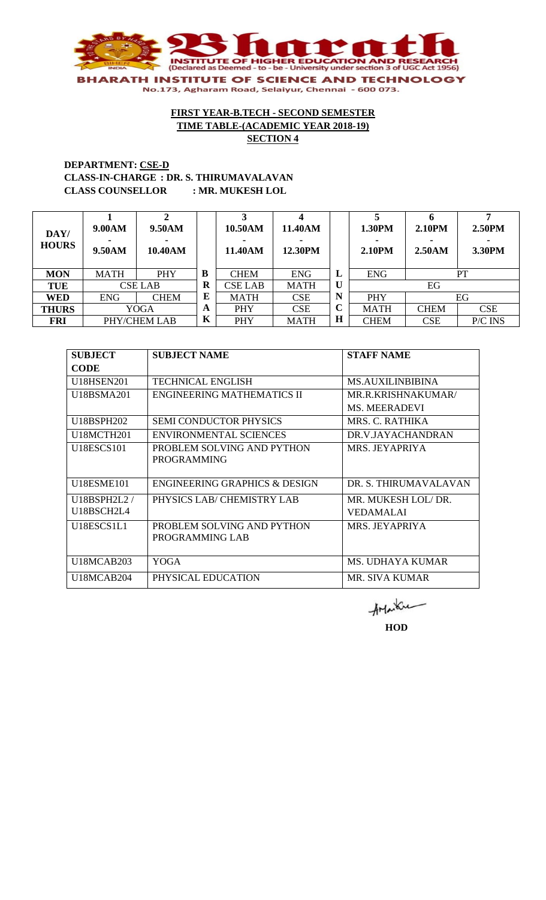BHARATH INSTITUTE OF HIGHER EDUCATION AND RESEARCH
(Declared as Deemed - to - be - University under section 3 of UGC Act 1956)

BHARATH INSTITUTE OF SCIENCE AND TECHNOLOGY

No.173, Agharam Road, Selaiyur, Chennai - 600 073.

**FIRST YEAR-B.TECH - SECOND SEMESTER**

**TIME TABLE-(ACADEMIC YEAR 2018-19)**

**SECTION 4**

**DEPARTMENT: CSE-D**

**CLASS-IN-CHARGE : DR. S. THIRUMAVALAVAN**

**CLASS COUNSELLOR : MR. MUKESH LOL**

| DAY/ HOURS | 1<br>9.00AM - 9.50AM | 2<br>9.50AM - 10.40AM | | 3<br>10.50AM - 11.40AM | 4<br>11.40AM - 12.30PM | | 5<br>1.30PM - 2.10PM | 6<br>2.10PM - 2.50AM | 7<br>2.50PM - 3.30PM |
|---|---|---|---|---|---|---|---|---|---|
| **MON** | MATH | PHY | B | CHEM | ENG | L | ENG | PT | |
| **TUE** | CSE LAB | | R | CSE LAB | MATH | U | EG | | |
| **WED** | ENG | CHEM | E | MATH | CSE | N | PHY | EG | |
| **THURS** | YOGA | | A | PHY | CSE | C | MATH | CHEM | CSE |
| **FRI** | PHY/CHEM LAB | | K | PHY | MATH | H | CHEM | CSE | P/C INS |

| SUBJECT CODE | SUBJECT NAME | STAFF NAME |
|---|---|---|
| U18HSEN201 | TECHNICAL ENGLISH | MS.AUXILINBIBINA |
| U18BSMA201 | ENGINEERING MATHEMATICS II | MR.R.KRISHNAKUMAR/ MS. MEERADEVI |
| U18BSPH202 | SEMI CONDUCTOR PHYSICS | MRS. C. RATHIKA |
| U18MCTH201 | ENVIRONMENTAL SCIENCES | DR.V.JAYACHANDRAN |
| U18ESCS101 | PROBLEM SOLVING AND PYTHON PROGRAMMING | MRS. JEYAPRIYA |
| U18ESME101 | ENGINEERING GRAPHICS & DESIGN | DR. S. THIRUMAVALAVAN |
| U18BSPH2L2 / U18BSCH2L4 | PHYSICS LAB/ CHEMISTRY LAB | MR. MUKESH LOL/ DR. VEDAMALAI |
| U18ESCS1L1 | PROBLEM SOLVING AND PYTHON PROGRAMMING LAB | MRS. JEYAPRIYA |
| U18MCAB203 | YOGA | MS. UDHAYA KUMAR |
| U18MCAB204 | PHYSICAL EDUCATION | MR. SIVA KUMAR |

**HOD**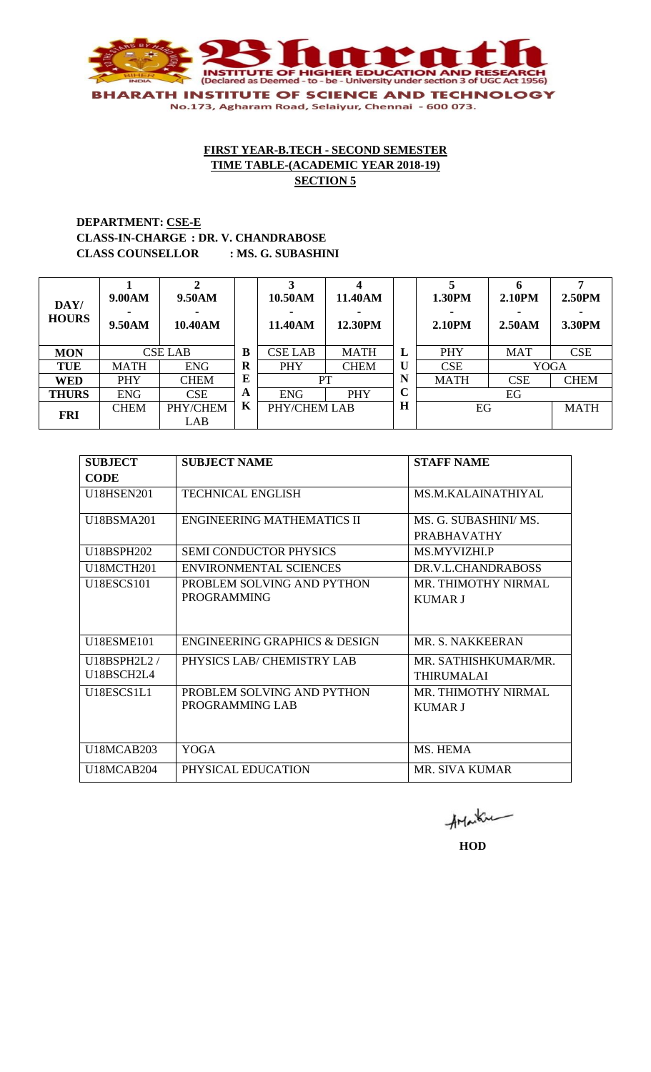**INSTITUTE OF HIGHER EDUCATION AND RESEARCH**
(Declared as Deemed - to - be - University under section 3 of UGC Act 1956)

**BHARATH INSTITUTE OF SCIENCE AND TECHNOLOGY**
No.173, Agharam Road, Selaiyur, Chennai - 600 073.

**FIRST YEAR-B.TECH - SECOND SEMESTER**
**TIME TABLE-(ACADEMIC YEAR 2018-19)**
**SECTION 5**

**DEPARTMENT: CSE-E**
**CLASS-IN-CHARGE : DR. V. CHANDRABOSE**
**CLASS COUNSELLOR : MS. G. SUBASHINI**

| DAY/ HOURS | 1 9.00AM - 9.50AM | 2 9.50AM - 10.40AM | | 3 10.50AM - 11.40AM | 4 11.40AM - 12.30PM | | 5 1.30PM - 2.10PM | 6 2.10PM - 2.50AM | 7 2.50PM - 3.30PM |
|---|---|---|---|---|---|---|---|---|---|
| MON | CSE LAB | | B | CSE LAB | MATH | L | PHY | MAT | CSE |
| TUE | MATH | ENG | R | PHY | CHEM | U | CSE | YOGA | |
| WED | PHY | CHEM | E | PT | | N | MATH | CSE | CHEM |
| THURS | ENG | CSE | A | ENG | PHY | C | EG | | |
| FRI | CHEM | PHY/CHEM LAB | K | PHY/CHEM LAB | | H | EG | | MATH |

| SUBJECT CODE | SUBJECT NAME | STAFF NAME |
|---|---|---|
| U18HSEN201 | TECHNICAL ENGLISH | MS.M.KALAINATHIYAL |
| U18BSMA201 | ENGINEERING MATHEMATICS II | MS. G. SUBASHINI/ MS. PRABHAVATHY |
| U18BSPH202 | SEMI CONDUCTOR PHYSICS | MS.MYVIZHI.P |
| U18MCTH201 | ENVIRONMENTAL SCIENCES | DR.V.L.CHANDRABOSS |
| U18ESCS101 | PROBLEM SOLVING AND PYTHON PROGRAMMING | MR. THIMOTHY NIRMAL KUMAR J |
| U18ESME101 | ENGINEERING GRAPHICS & DESIGN | MR. S. NAKKEERAN |
| U18BSPH2L2 / U18BSCH2L4 | PHYSICS LAB/ CHEMISTRY LAB | MR. SATHISHKUMAR/MR. THIRUMALAI |
| U18ESCS1L1 | PROBLEM SOLVING AND PYTHON PROGRAMMING LAB | MR. THIMOTHY NIRMAL KUMAR J |
| U18MCAB203 | YOGA | MS. HEMA |
| U18MCAB204 | PHYSICAL EDUCATION | MR. SIVA KUMAR |

**HOD**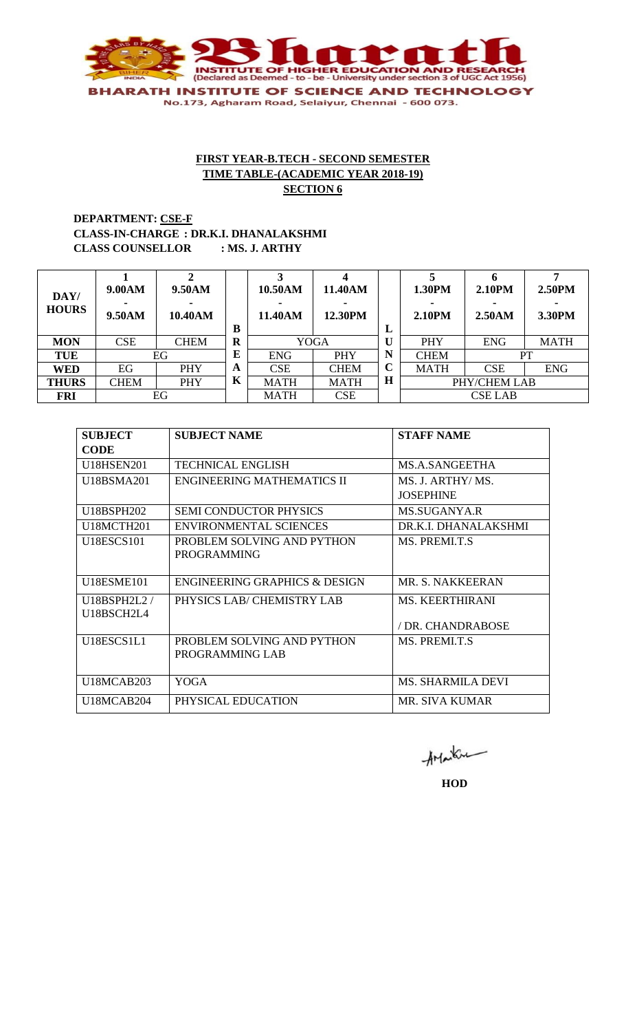**BHARATH INSTITUTE OF SCIENCE AND TECHNOLOGY**

No.173, Agharam Road, Selaiyur, Chennai - 600 073.

**FIRST YEAR-B.TECH - SECOND SEMESTER**

**TIME TABLE-(ACADEMIC YEAR 2018-19)**

**SECTION 6**

**DEPARTMENT: CSE-F**

**CLASS-IN-CHARGE : DR.K.I. DHANALAKSHMI**

**CLASS COUNSELLOR : MS. J. ARTHY**

| DAY/ HOURS | 1<br>9.00AM - 9.50AM | 2<br>9.50AM - 10.40AM | B | 3<br>10.50AM - 11.40AM | 4<br>11.40AM - 12.30PM | L | 5<br>1.30PM - 2.10PM | 6<br>2.10PM - 2.50AM | 7<br>2.50AM - 3.30PM |
|---|---|---|---|---|---|---|---|---|---|
| **MON** | CSE | CHEM | R | YOGA | | U | PHY | ENG | MATH |
| **TUE** | EG | | E | ENG | PHY | N | CHEM | PT | |
| **WED** | EG | PHY | A | CSE | CHEM | C | MATH | CSE | ENG |
| **THURS** | CHEM | PHY | K | MATH | MATH | H | PHY/CHEM LAB | | |
| **FRI** | EG | | | MATH | CSE | | CSE LAB | | |

| SUBJECT CODE | SUBJECT NAME | STAFF NAME |
|---|---|---|
| U18HSEN201 | TECHNICAL ENGLISH | MS.A.SANGEETHA |
| U18BSMA201 | ENGINEERING MATHEMATICS II | MS. J. ARTHY/ MS. JOSEPHINE |
| U18BSPH202 | SEMI CONDUCTOR PHYSICS | MS.SUGANYA.R |
| U18MCTH201 | ENVIRONMENTAL SCIENCES | DR.K.I. DHANALAKSHMI |
| U18ESCS101 | PROBLEM SOLVING AND PYTHON PROGRAMMING | MS. PREMI.T.S |
| U18ESME101 | ENGINEERING GRAPHICS & DESIGN | MR. S. NAKKEERAN |
| U18BSPH2L2 / U18BSCH2L4 | PHYSICS LAB/ CHEMISTRY LAB | MS. KEERTHIRANI / DR. CHANDRABOSE |
| U18ESCS1L1 | PROBLEM SOLVING AND PYTHON PROGRAMMING LAB | MS. PREMI.T.S |
| U18MCAB203 | YOGA | MS. SHARMILA DEVI |
| U18MCAB204 | PHYSICAL EDUCATION | MR. SIVA KUMAR |

**HOD**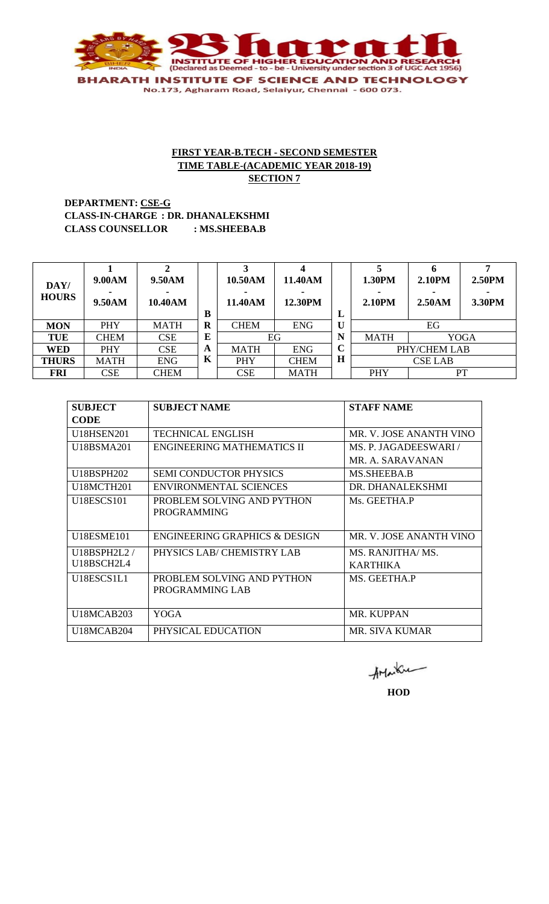BHARATH INSTITUTE OF HIGHER EDUCATION AND RESEARCH
(Declared as Deemed - to - be - University under section 3 of UGC Act 1956)

BHARATH INSTITUTE OF SCIENCE AND TECHNOLOGY
No.173, Agharam Road, Selaiyur, Chennai - 600 073.

**FIRST YEAR-B.TECH - SECOND SEMESTER**
**TIME TABLE-(ACADEMIC YEAR 2018-19)**
**SECTION 7**

**DEPARTMENT: CSE-G**
**CLASS-IN-CHARGE : DR. DHANALEKSHMI**
**CLASS COUNSELLOR : MS.SHEEBA.B**

| DAY/ HOURS | 1 9.00AM - 9.50AM | 2 9.50AM - 10.40AM | | 3 10.50AM - 11.40AM | 4 11.40AM - 12.30PM | | 5 1.30PM - 2.10PM | 6 2.10PM - 2.50AM | 7 2.50PM - 3.30PM |
|---|---|---|---|---|---|---|---|---|---|
| **MON** | PHY | MATH | B | CHEM | ENG | L | EG | | |
| **TUE** | CHEM | CSE | R | EG | | U | MATH | YOGA | |
| **WED** | PHY | CSE | E | MATH | ENG | N | PHY/CHEM LAB | | |
| **THURS** | MATH | ENG | A | PHY | CHEM | C | CSE LAB | | |
| **FRI** | CSE | CHEM | K | CSE | MATH | H | PHY | PT | |

| SUBJECT CODE | SUBJECT NAME | STAFF NAME |
|---|---|---|
| U18HSEN201 | TECHNICAL ENGLISH | MR. V. JOSE ANANTH VINO |
| U18BSMA201 | ENGINEERING MATHEMATICS II | MS. P. JAGADEESWARI / MR. A. SARAVANAN |
| U18BSPH202 | SEMI CONDUCTOR PHYSICS | MS.SHEEBA.B |
| U18MCTH201 | ENVIRONMENTAL SCIENCES | DR. DHANALEKSHMI |
| U18ESCS101 | PROBLEM SOLVING AND PYTHON PROGRAMMING | Ms. GEETHA.P |
| U18ESME101 | ENGINEERING GRAPHICS & DESIGN | MR. V. JOSE ANANTH VINO |
| U18BSPH2L2 / U18BSCH2L4 | PHYSICS LAB/ CHEMISTRY LAB | MS. RANJITHA/ MS. KARTHIKA |
| U18ESCS1L1 | PROBLEM SOLVING AND PYTHON PROGRAMMING LAB | MS. GEETHA.P |
| U18MCAB203 | YOGA | MR. KUPPAN |
| U18MCAB204 | PHYSICAL EDUCATION | MR. SIVA KUMAR |

**HOD**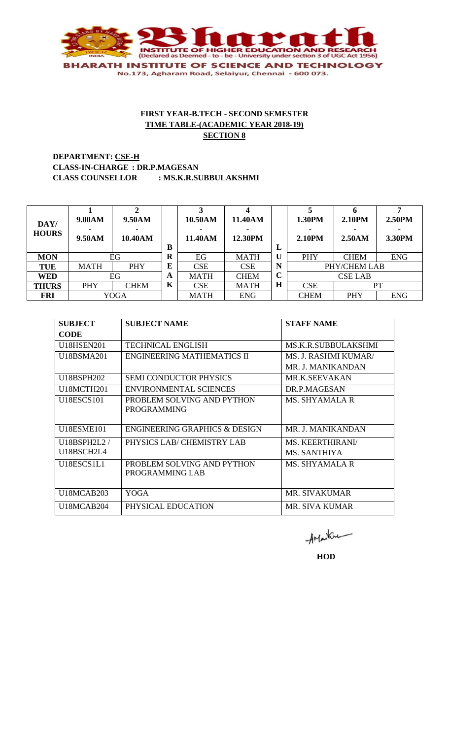**INSTITUTE OF HIGHER EDUCATION AND RESEARCH**
(Declared as Deemed - to - be - University under section 3 of UGC Act 1956)

**BHARATH INSTITUTE OF SCIENCE AND TECHNOLOGY**
No.173, Agharam Road, Selaiyur, Chennai - 600 073.

**FIRST YEAR-B.TECH - SECOND SEMESTER**
**TIME TABLE-(ACADEMIC YEAR 2018-19)**
**SECTION 8**

**DEPARTMENT: CSE-H**
**CLASS-IN-CHARGE : DR.P.MAGESAN**
**CLASS COUNSELLOR : MS.K.R.SUBBULAKSHMI**

| DAY/ HOURS | 1<br>9.00AM - 9.50AM | 2<br>9.50AM - 10.40AM | | 3<br>10.50AM - 11.40AM | 4<br>11.40AM - 12.30PM | | 5<br>1.30PM - 2.10PM | 6<br>2.10PM - 2.50AM | 7<br>2.50PM - 3.30PM |
|---|---|---|---|---|---|---|---|---|---|
| MON | EG | | B | EG | MATH | L | PHY | CHEM | ENG |
| TUE | MATH | PHY | R | CSE | CSE | U | PHY/CHEM LAB | | |
| WED | EG | | E | MATH | CHEM | N | CSE LAB | | |
| THURS | PHY | CHEM | A | CSE | MATH | C | CSE | PT | |
| FRI | YOGA | | K | MATH | ENG | H | CHEM | PHY | ENG |

| SUBJECT CODE | SUBJECT NAME | STAFF NAME |
|---|---|---|
| U18HSEN201 | TECHNICAL ENGLISH | MS.K.R.SUBBULAKSHMI |
| U18BSMA201 | ENGINEERING MATHEMATICS II | MS. J. RASHMI KUMAR/ MR. J. MANIKANDAN |
| U18BSPH202 | SEMI CONDUCTOR PHYSICS | MR.K.SEEVAKAN |
| U18MCTH201 | ENVIRONMENTAL SCIENCES | DR.P.MAGESAN |
| U18ESCS101 | PROBLEM SOLVING AND PYTHON PROGRAMMING | MS. SHYAMALA R |
| U18ESME101 | ENGINEERING GRAPHICS & DESIGN | MR. J. MANIKANDAN |
| U18BSPH2L2 / U18BSCH2L4 | PHYSICS LAB/ CHEMISTRY LAB | MS. KEERTHIRANI/ MS. SANTHIYA |
| U18ESCS1L1 | PROBLEM SOLVING AND PYTHON PROGRAMMING LAB | MS. SHYAMALA R |
| U18MCAB203 | YOGA | MR. SIVAKUMAR |
| U18MCAB204 | PHYSICAL EDUCATION | MR. SIVA KUMAR |

**HOD**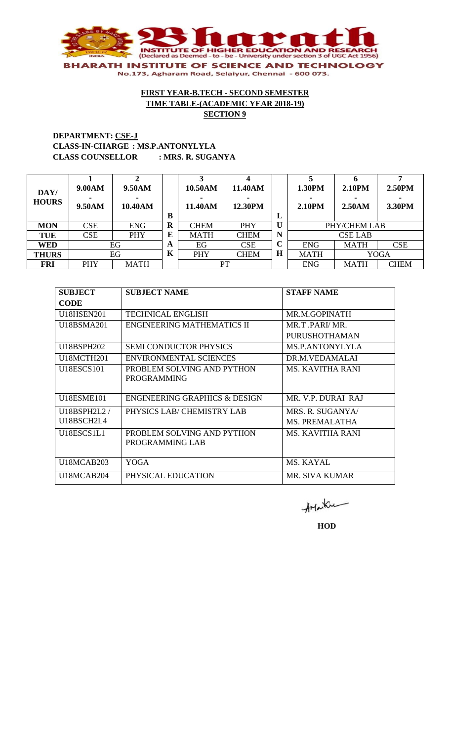**BHARATH INSTITUTE OF HIGHER EDUCATION AND RESEARCH**
(Declared as Deemed - to - be - University under section 3 of UGC Act 1956)

**BHARATH INSTITUTE OF SCIENCE AND TECHNOLOGY**
No.173, Agharam Road, Selaiyur, Chennai - 600 073.

**FIRST YEAR-B.TECH - SECOND SEMESTER**
**TIME TABLE-(ACADEMIC YEAR 2018-19)**
**SECTION 9**

**DEPARTMENT: CSE-J**
**CLASS-IN-CHARGE : MS.P.ANTONYLYLA**
**CLASS COUNSELLOR : MRS. R. SUGANYA**

| DAY/ HOURS | 1<br>9.00AM - 9.50AM | 2<br>9.50AM - 10.40AM | | 3<br>10.50AM - 11.40AM | 4<br>11.40AM - 12.30PM | | 5<br>1.30PM - 2.10PM | 6<br>2.10PM - 2.50AM | 7<br>2.50PM - 3.30PM |
|---|---|---|---|---|---|---|---|---|---|
| MON | CSE | ENG | B | CHEM | PHY | L | PHY/CHEM LAB | | |
| TUE | CSE | PHY | R | MATH | CHEM | U | CSE LAB | | |
| WED | EG | | E | EG | CSE | N | ENG | MATH | CSE |
| THURS | EG | | A | PHY | CHEM | C | MATH | YOGA | |
| FRI | PHY | MATH | K | PT | | H | ENG | MATH | CHEM |

| SUBJECT CODE | SUBJECT NAME | STAFF NAME |
|---|---|---|
| U18HSEN201 | TECHNICAL ENGLISH | MR.M.GOPINATH |
| U18BSMA201 | ENGINEERING MATHEMATICS II | MR.T .PARI/ MR. PURUSHOTHAMAN |
| U18BSPH202 | SEMI CONDUCTOR PHYSICS | MS.P.ANTONYLYLA |
| U18MCTH201 | ENVIRONMENTAL SCIENCES | DR.M.VEDAMALAI |
| U18ESCS101 | PROBLEM SOLVING AND PYTHON PROGRAMMING | MS. KAVITHA RANI |
| U18ESME101 | ENGINEERING GRAPHICS & DESIGN | MR. V.P. DURAI RAJ |
| U18BSPH2L2 / U18BSCH2L4 | PHYSICS LAB/ CHEMISTRY LAB | MRS. R. SUGANYA/ MS. PREMALATHA |
| U18ESCS1L1 | PROBLEM SOLVING AND PYTHON PROGRAMMING LAB | MS. KAVITHA RANI |
| U18MCAB203 | YOGA | MS. KAYAL |
| U18MCAB204 | PHYSICAL EDUCATION | MR. SIVA KUMAR |

**HOD**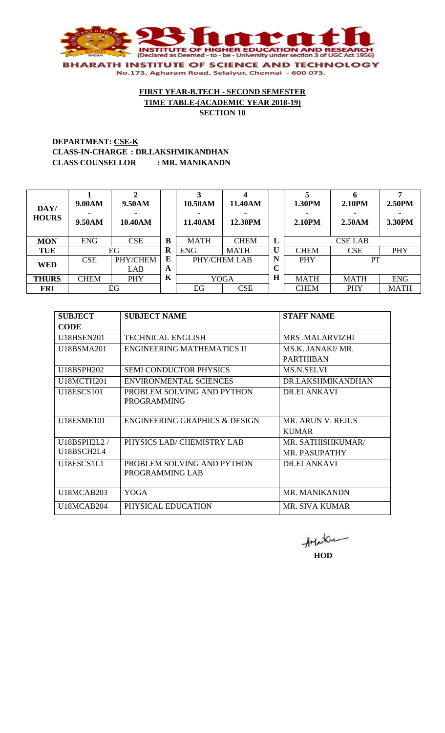BHARATH INSTITUTE OF HIGHER EDUCATION AND RESEARCH
(Declared as Deemed - to - be - University under section 3 of UGC Act 1956)

BHARATH INSTITUTE OF SCIENCE AND TECHNOLOGY
No.173, Agharam Road, Selaiyur, Chennai - 600 073.

**FIRST YEAR-B.TECH - SECOND SEMESTER**
**TIME TABLE-(ACADEMIC YEAR 2018-19)**
**SECTION 10**

**DEPARTMENT: CSE-K**
**CLASS-IN-CHARGE : DR.LAKSHMIKANDHAN**
**CLASS COUNSELLOR : MR. MANIKANDN**

| DAY/ HOURS | 1 9.00AM - 9.50AM | 2 9.50AM - 10.40AM | | 3 10.50AM - 11.40AM | 4 11.40AM - 12.30PM | | 5 1.30PM - 2.10PM | 6 2.10PM - 2.50AM | 7 2.50PM - 3.30PM |
|---|---|---|---|---|---|---|---|---|---|
| MON | ENG | CSE | B | MATH | CHEM | L | CSE LAB | | |
| TUE | EG | | R | ENG | MATH | U | CHEM | CSE | PHY |
| WED | CSE | PHY/CHEM LAB | E A | PHY/CHEM LAB | | N C | PHY | PT | |
| THURS | CHEM | PHY | K | YOGA | | H | MATH | MATH | ENG |
| FRI | EG | | | EG | CSE | | CHEM | PHY | MATH |

| SUBJECT CODE | SUBJECT NAME | STAFF NAME |
|---|---|---|
| U18HSEN201 | TECHNICAL ENGLISH | MRS .MALARVIZHI |
| U18BSMA201 | ENGINEERING MATHEMATICS II | MS.K. JANAKI/ MR. PARTHIBAN |
| U18BSPH202 | SEMI CONDUCTOR PHYSICS | MS.N.SELVI |
| U18MCTH201 | ENVIRONMENTAL SCIENCES | DR.LAKSHMIKANDHAN |
| U18ESCS101 | PROBLEM SOLVING AND PYTHON PROGRAMMING | DR.ELANKAVI |
| U18ESME101 | ENGINEERING GRAPHICS & DESIGN | MR. ARUN V. REJUS KUMAR |
| U18BSPH2L2 / U18BSCH2L4 | PHYSICS LAB/ CHEMISTRY LAB | MR. SATHISHKUMAR/ MR. PASUPATHY |
| U18ESCS1L1 | PROBLEM SOLVING AND PYTHON PROGRAMMING LAB | DR.ELANKAVI |
| U18MCAB203 | YOGA | MR. MANIKANDN |
| U18MCAB204 | PHYSICAL EDUCATION | MR. SIVA KUMAR |

**HOD**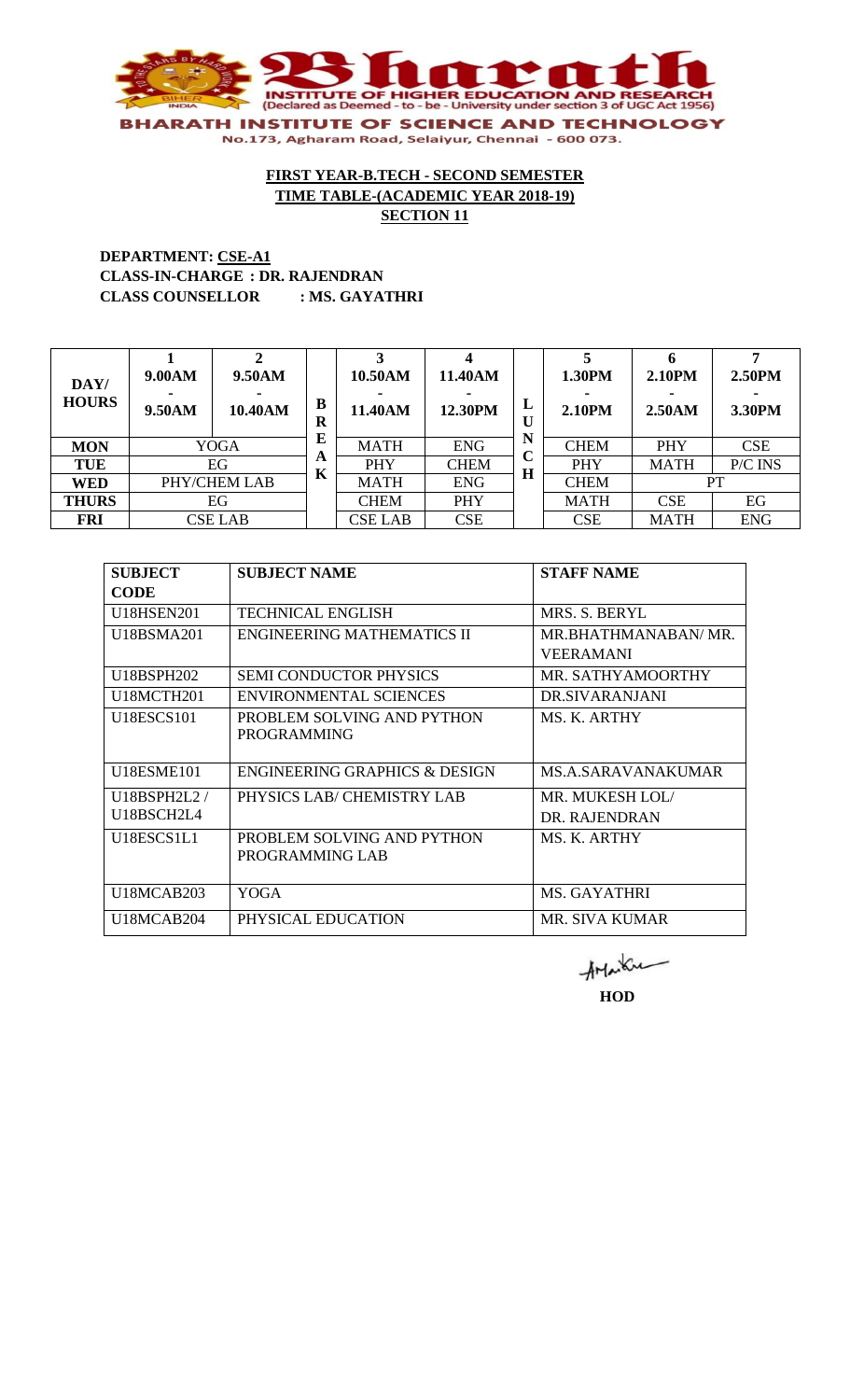INSTITUTE OF HIGHER EDUCATION AND RESEARCH
(Declared as Deemed - to - be - University under section 3 of UGC Act 1956)

BHARATH INSTITUTE OF SCIENCE AND TECHNOLOGY
No.173, Agharam Road, Selaiyur, Chennai - 600 073.

**FIRST YEAR-B.TECH - SECOND SEMESTER**
**TIME TABLE-(ACADEMIC YEAR 2018-19)**
**SECTION 11**

**DEPARTMENT: CSE-A1**
**CLASS-IN-CHARGE : DR. RAJENDRAN**
**CLASS COUNSELLOR : MS. GAYATHRI**

| DAY/ HOURS | 1<br>9.00AM - 9.50AM | 2<br>9.50AM - 10.40AM | | 3<br>10.50AM - 11.40AM | 4<br>11.40AM - 12.30PM | | 5<br>1.30PM - 2.10PM | 6<br>2.10PM - 2.50AM | 7<br>2.50AM - 3.30PM |
|---|---|---|---|---|---|---|---|---|---|
| MON | YOGA | | BREAK | MATH | ENG | LUNCH | CHEM | PHY | CSE |
| TUE | EG | | | PHY | CHEM | | PHY | MATH | P/C INS |
| WED | PHY/CHEM LAB | | | MATH | ENG | | CHEM | PT | |
| THURS | EG | | | CHEM | PHY | | MATH | CSE | EG |
| FRI | CSE LAB | | | CSE LAB | CSE | | CSE | MATH | ENG |

| SUBJECT CODE | SUBJECT NAME | STAFF NAME |
|---|---|---|
| U18HSEN201 | TECHNICAL ENGLISH | MRS. S. BERYL |
| U18BSMA201 | ENGINEERING MATHEMATICS II | MR.BHATHMANABAN/ MR. VEERAMANI |
| U18BSPH202 | SEMI CONDUCTOR PHYSICS | MR. SATHYAMOORTHY |
| U18MCTH201 | ENVIRONMENTAL SCIENCES | DR.SIVARANJANI |
| U18ESCS101 | PROBLEM SOLVING AND PYTHON PROGRAMMING | MS. K. ARTHY |
| U18ESME101 | ENGINEERING GRAPHICS & DESIGN | MS.A.SARAVANAKUMAR |
| U18BSPH2L2 / U18BSCH2L4 | PHYSICS LAB/ CHEMISTRY LAB | MR. MUKESH LOL/ DR. RAJENDRAN |
| U18ESCS1L1 | PROBLEM SOLVING AND PYTHON PROGRAMMING LAB | MS. K. ARTHY |
| U18MCAB203 | YOGA | MS. GAYATHRI |
| U18MCAB204 | PHYSICAL EDUCATION | MR. SIVA KUMAR |

**HOD**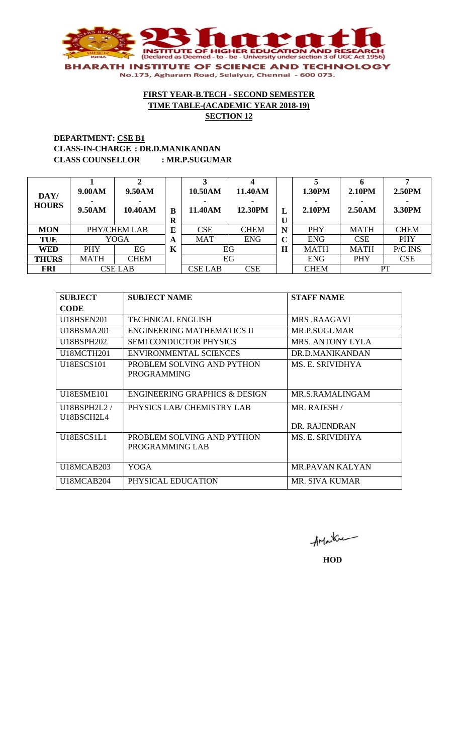**Bharath INSTITUTE OF HIGHER EDUCATION AND RESEARCH**
(Declared as Deemed - to - be - University under section 3 of UGC Act 1956)

**BHARATH INSTITUTE OF SCIENCE AND TECHNOLOGY**
No.173, Agharam Road, Selaiyur, Chennai - 600 073.

**FIRST YEAR-B.TECH - SECOND SEMESTER**
**TIME TABLE-(ACADEMIC YEAR 2018-19)**
**SECTION 12**

**DEPARTMENT: CSE B1**
**CLASS-IN-CHARGE : DR.D.MANIKANDAN**
**CLASS COUNSELLOR : MR.P.SUGUMAR**

| DAY/ HOURS | 1<br>9.00AM - 9.50AM | 2<br>9.50AM - 10.40AM | | 3<br>10.50AM - 11.40AM | 4<br>11.40AM - 12.30PM | | 5<br>1.30PM - 2.10PM | 6<br>2.10PM - 2.50AM | 7<br>2.50PM - 3.30PM |
|---|---|---|---|---|---|---|---|---|---|
| MON | PHY/CHEM LAB | | B | CSE | CHEM | L | PHY | MATH | CHEM |
| TUE | YOGA | | R | MAT | ENG | U | ENG | CSE | PHY |
| WED | PHY | EG | E | EG | | N | MATH | MATH | P/C INS |
| THURS | MATH | CHEM | A | EG | | C | ENG | PHY | CSE |
| FRI | CSE LAB | | K | CSE LAB | CSE | H | CHEM | PT | |

| SUBJECT CODE | SUBJECT NAME | STAFF NAME |
|---|---|---|
| U18HSEN201 | TECHNICAL ENGLISH | MRS .RAAGAVI |
| U18BSMA201 | ENGINEERING MATHEMATICS II | MR.P.SUGUMAR |
| U18BSPH202 | SEMI CONDUCTOR PHYSICS | MRS. ANTONY LYLA |
| U18MCTH201 | ENVIRONMENTAL SCIENCES | DR.D.MANIKANDAN |
| U18ESCS101 | PROBLEM SOLVING AND PYTHON PROGRAMMING | MS. E. SRIVIDHYA |
| U18ESME101 | ENGINEERING GRAPHICS & DESIGN | MR.S.RAMALINGAM |
| U18BSPH2L2 / U18BSCH2L4 | PHYSICS LAB/ CHEMISTRY LAB | MR. RAJESH / DR. RAJENDRAN |
| U18ESCS1L1 | PROBLEM SOLVING AND PYTHON PROGRAMMING LAB | MS. E. SRIVIDHYA |
| U18MCAB203 | YOGA | MR.PAVAN KALYAN |
| U18MCAB204 | PHYSICAL EDUCATION | MR. SIVA KUMAR |

**HOD**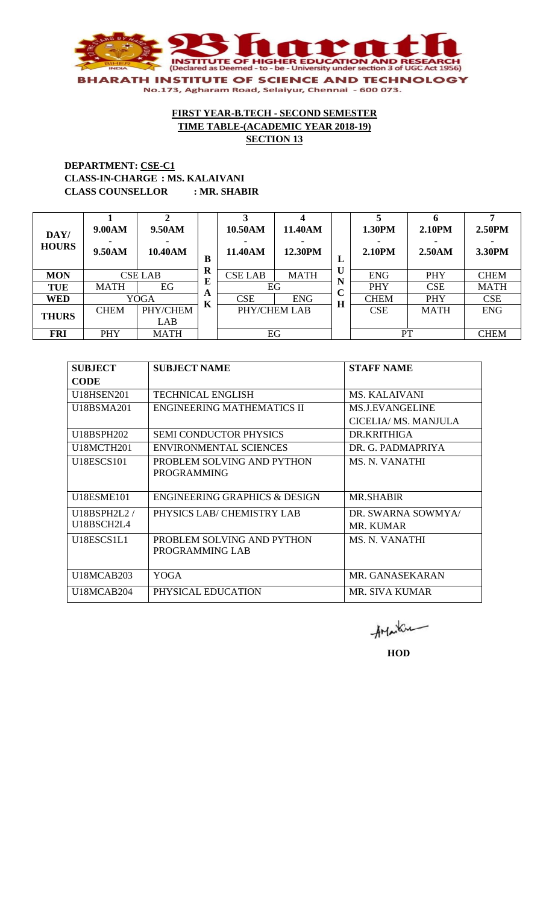**Bharath INSTITUTE OF HIGHER EDUCATION AND RESEARCH**
(Declared as Deemed - to - be - University under section 3 of UGC Act 1956)

**BHARATH INSTITUTE OF SCIENCE AND TECHNOLOGY**
No.173, Agharam Road, Selaiyur, Chennai - 600 073.

**FIRST YEAR-B.TECH - SECOND SEMESTER**
**TIME TABLE-(ACADEMIC YEAR 2018-19)**
**SECTION 13**

**DEPARTMENT: CSE-C1**
**CLASS-IN-CHARGE : MS. KALAIVANI**
**CLASS COUNSELLOR : MR. SHABIR**

| DAY/ HOURS | 1<br>9.00AM - 9.50AM | 2<br>9.50AM - 10.40AM | | 3<br>10.50AM - 11.40AM | 4<br>11.40AM - 12.30PM | | 5<br>1.30PM - 2.10PM | 6<br>2.10PM - 2.50AM | 7<br>2.50AM - 3.30PM |
|---|---|---|---|---|---|---|---|---|---|
| MON | CSE LAB | | BREAK | CSE LAB | MATH | LUNCH | ENG | PHY | CHEM |
| TUE | MATH | EG | | EG | | | PHY | CSE | MATH |
| WED | YOGA | | | CSE | ENG | | CHEM | PHY | CSE |
| THURS | CHEM | PHY/CHEM LAB | | PHY/CHEM LAB | | | CSE | MATH | ENG |
| FRI | PHY | MATH | | EG | | | PT | | CHEM |

| SUBJECT CODE | SUBJECT NAME | STAFF NAME |
|---|---|---|
| U18HSEN201 | TECHNICAL ENGLISH | MS. KALAIVANI |
| U18BSMA201 | ENGINEERING MATHEMATICS II | MS.J.EVANGELINE CICELIA/ MS. MANJULA |
| U18BSPH202 | SEMI CONDUCTOR PHYSICS | DR.KRITHIGA |
| U18MCTH201 | ENVIRONMENTAL SCIENCES | DR. G. PADMAPRIYA |
| U18ESCS101 | PROBLEM SOLVING AND PYTHON PROGRAMMING | MS. N. VANATHI |
| U18ESME101 | ENGINEERING GRAPHICS & DESIGN | MR.SHABIR |
| U18BSPH2L2 / U18BSCH2L4 | PHYSICS LAB/ CHEMISTRY LAB | DR. SWARNA SOWMYA/ MR. KUMAR |
| U18ESCS1L1 | PROBLEM SOLVING AND PYTHON PROGRAMMING LAB | MS. N. VANATHI |
| U18MCAB203 | YOGA | MR. GANASEKARAN |
| U18MCAB204 | PHYSICAL EDUCATION | MR. SIVA KUMAR |

**HOD**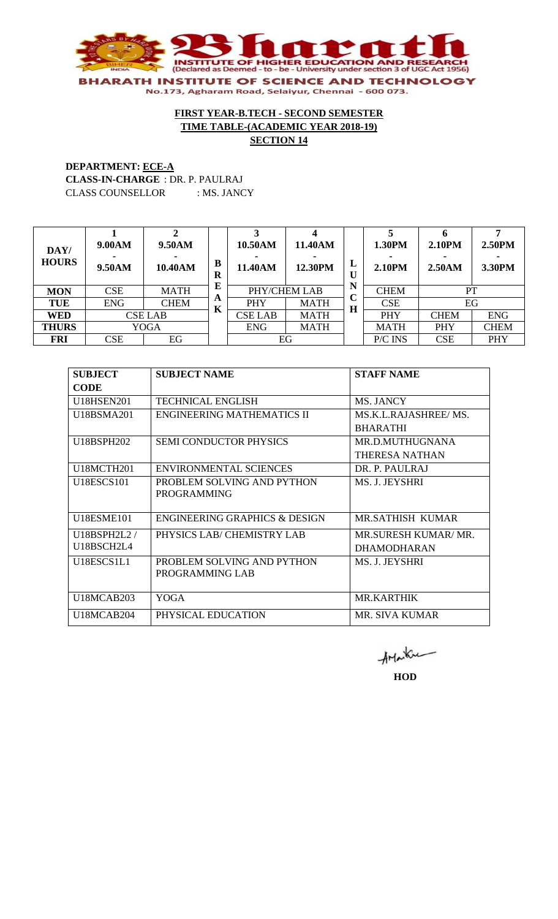**BHARATH INSTITUTE OF HIGHER EDUCATION AND RESEARCH**
(Declared as Deemed - to - be - University under section 3 of UGC Act 1956)

**BHARATH INSTITUTE OF SCIENCE AND TECHNOLOGY**
No.173, Agharam Road, Selaiyur, Chennai - 600 073.

**FIRST YEAR-B.TECH - SECOND SEMESTER**
**TIME TABLE-(ACADEMIC YEAR 2018-19)**
**SECTION 14**

**DEPARTMENT: ECE-A**
**CLASS-IN-CHARGE** : DR. P. PAULRAJ
CLASS COUNSELLOR : MS. JANCY

| DAY/ HOURS | 1<br>9.00AM - 9.50AM | 2<br>9.50AM - 10.40AM | | 3<br>10.50AM - 11.40AM | 4<br>11.40AM - 12.30PM | | 5<br>1.30PM - 2.10PM | 6<br>2.10PM - 2.50AM | 7<br>2.50PM - 3.30PM |
|---|---|---|---|---|---|---|---|---|---|
| MON | CSE | MATH | BREAK | PHY/CHEM LAB | | LUNCH | CHEM | PT | |
| TUE | ENG | CHEM | | PHY | MATH | | CSE | EG | |
| WED | CSE LAB | | | CSE LAB | MATH | | PHY | CHEM | ENG |
| THURS | YOGA | | | ENG | MATH | | MATH | PHY | CHEM |
| FRI | CSE | EG | | EG | | | P/C INS | CSE | PHY |

| SUBJECT CODE | SUBJECT NAME | STAFF NAME |
|---|---|---|
| U18HSEN201 | TECHNICAL ENGLISH | MS. JANCY |
| U18BSMA201 | ENGINEERING MATHEMATICS II | MS.K.L.RAJASHREE/ MS. BHARATHI |
| U18BSPH202 | SEMI CONDUCTOR PHYSICS | MR.D.MUTHUGNANA THERESA NATHAN |
| U18MCTH201 | ENVIRONMENTAL SCIENCES | DR. P. PAULRAJ |
| U18ESCS101 | PROBLEM SOLVING AND PYTHON PROGRAMMING | MS. J. JEYSHRI |
| U18ESME101 | ENGINEERING GRAPHICS & DESIGN | MR.SATHISH KUMAR |
| U18BSPH2L2 / U18BSCH2L4 | PHYSICS LAB/ CHEMISTRY LAB | MR.SURESH KUMAR/ MR. DHAMODHARAN |
| U18ESCS1L1 | PROBLEM SOLVING AND PYTHON PROGRAMMING LAB | MS. J. JEYSHRI |
| U18MCAB203 | YOGA | MR.KARTHIK |
| U18MCAB204 | PHYSICAL EDUCATION | MR. SIVA KUMAR |

**HOD**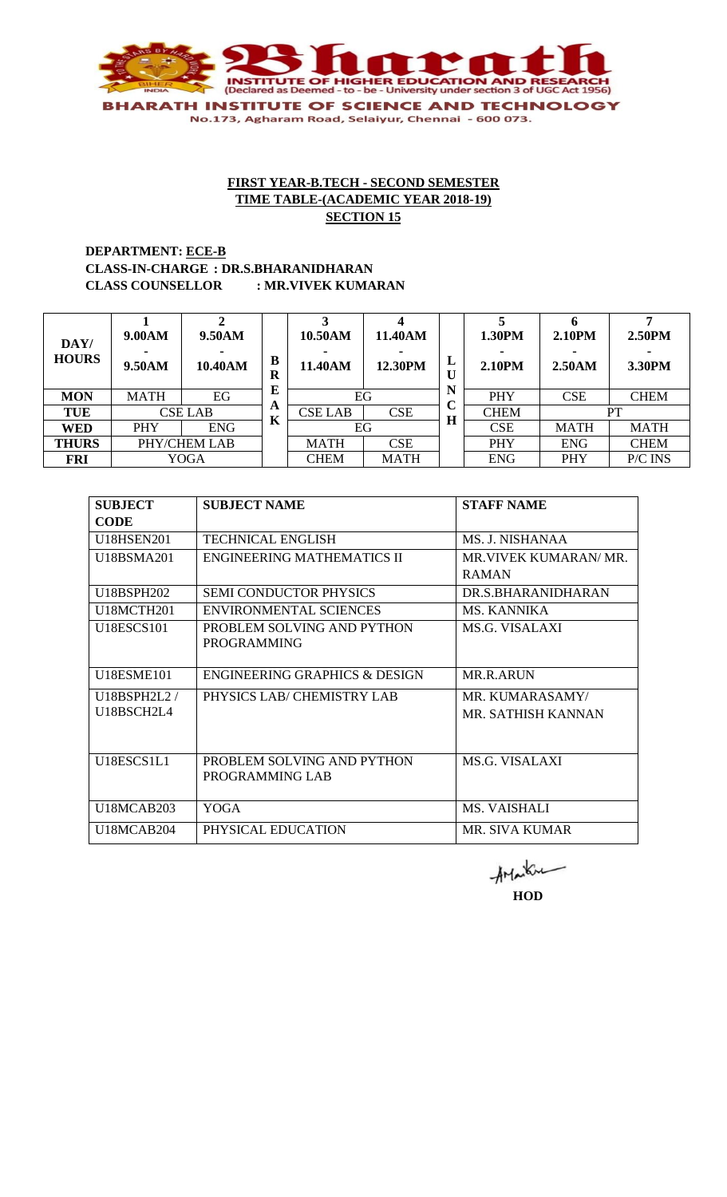**Bharath INSTITUTE OF HIGHER EDUCATION AND RESEARCH**
(Declared as Deemed - to - be - University under section 3 of UGC Act 1956)

**BHARATH INSTITUTE OF SCIENCE AND TECHNOLOGY**
No.173, Agharam Road, Selaiyur, Chennai - 600 073.

**FIRST YEAR-B.TECH - SECOND SEMESTER**
**TIME TABLE-(ACADEMIC YEAR 2018-19)**
**SECTION 15**

**DEPARTMENT: ECE-B**
**CLASS-IN-CHARGE : DR.S.BHARANIDHARAN**
**CLASS COUNSELLOR : MR.VIVEK KUMARAN**

| DAY/ HOURS | 1 9.00AM - 9.50AM | 2 9.50AM - 10.40AM | | 3 10.50AM - 11.40AM | 4 11.40AM - 12.30PM | | 5 1.30PM - 2.10PM | 6 2.10PM - 2.50AM | 7 2.50PM - 3.30PM |
|---|---|---|---|---|---|---|---|---|---|
| MON | MATH | EG | BREAK | EG | | LUNCH | PHY | CSE | CHEM |
| TUE | CSE LAB | | | CSE LAB | CSE | | CHEM | PT | |
| WED | PHY | ENG | | EG | | | CSE | MATH | MATH |
| THURS | PHY/CHEM LAB | | | MATH | CSE | | PHY | ENG | CHEM |
| FRI | YOGA | | | CHEM | MATH | | ENG | PHY | P/C INS |

| SUBJECT CODE | SUBJECT NAME | STAFF NAME |
|---|---|---|
| U18HSEN201 | TECHNICAL ENGLISH | MS. J. NISHANAA |
| U18BSMA201 | ENGINEERING MATHEMATICS II | MR.VIVEK KUMARAN/ MR. RAMAN |
| U18BSPH202 | SEMI CONDUCTOR PHYSICS | DR.S.BHARANIDHARAN |
| U18MCTH201 | ENVIRONMENTAL SCIENCES | MS. KANNIKA |
| U18ESCS101 | PROBLEM SOLVING AND PYTHON PROGRAMMING | MS.G. VISALAXI |
| U18ESME101 | ENGINEERING GRAPHICS & DESIGN | MR.R.ARUN |
| U18BSPH2L2 / U18BSCH2L4 | PHYSICS LAB/ CHEMISTRY LAB | MR. KUMARASAMY/ MR. SATHISH KANNAN |
| U18ESCS1L1 | PROBLEM SOLVING AND PYTHON PROGRAMMING LAB | MS.G. VISALAXI |
| U18MCAB203 | YOGA | MS. VAISHALI |
| U18MCAB204 | PHYSICAL EDUCATION | MR. SIVA KUMAR |

**HOD**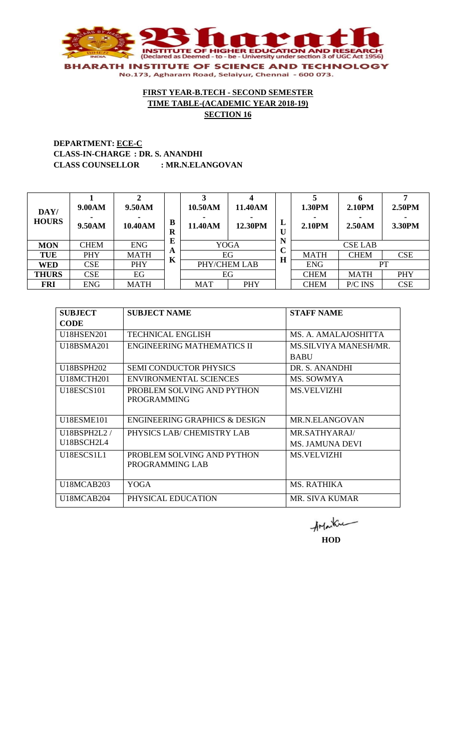BHARATH INSTITUTE OF SCIENCE AND TECHNOLOGY

No.173, Agharam Road, Selaiyur, Chennai - 600 073.

**FIRST YEAR-B.TECH - SECOND SEMESTER**

**TIME TABLE-(ACADEMIC YEAR 2018-19)**

**SECTION 16**

**DEPARTMENT: ECE-C**

**CLASS-IN-CHARGE : DR. S. ANANDHI**

**CLASS COUNSELLOR : MR.N.ELANGOVAN**

| DAY/ HOURS | 1 9.00AM - 9.50AM | 2 9.50AM - 10.40AM | | 3 10.50AM - 11.40AM | 4 11.40AM - 12.30PM | | 5 1.30PM - 2.10PM | 6 2.10PM - 2.50AM | 7 2.50PM - 3.30PM |
|---|---|---|---|---|---|---|---|---|---|
| MON | CHEM | ENG | BREAK | YOGA | | LUNCH | CSE LAB | | |
| TUE | PHY | MATH | | EG | | | MATH | CHEM | CSE |
| WED | CSE | PHY | | PHY/CHEM LAB | | | ENG | PT | |
| THURS | CSE | EG | | EG | | | CHEM | MATH | PHY |
| FRI | ENG | MATH | | MAT | PHY | | CHEM | P/C INS | CSE |

| SUBJECT CODE | SUBJECT NAME | STAFF NAME |
|---|---|---|
| U18HSEN201 | TECHNICAL ENGLISH | MS. A. AMALAJOSHITTA |
| U18BSMA201 | ENGINEERING MATHEMATICS II | MS.SILVIYA MANESH/MR. BABU |
| U18BSPH202 | SEMI CONDUCTOR PHYSICS | DR. S. ANANDHI |
| U18MCTH201 | ENVIRONMENTAL SCIENCES | MS. SOWMYA |
| U18ESCS101 | PROBLEM SOLVING AND PYTHON PROGRAMMING | MS.VELVIZHI |
| U18ESME101 | ENGINEERING GRAPHICS & DESIGN | MR.N.ELANGOVAN |
| U18BSPH2L2 / U18BSCH2L4 | PHYSICS LAB/ CHEMISTRY LAB | MR.SATHYARAJ/ MS. JAMUNA DEVI |
| U18ESCS1L1 | PROBLEM SOLVING AND PYTHON PROGRAMMING LAB | MS.VELVIZHI |
| U18MCAB203 | YOGA | MS. RATHIKA |
| U18MCAB204 | PHYSICAL EDUCATION | MR. SIVA KUMAR |

**HOD**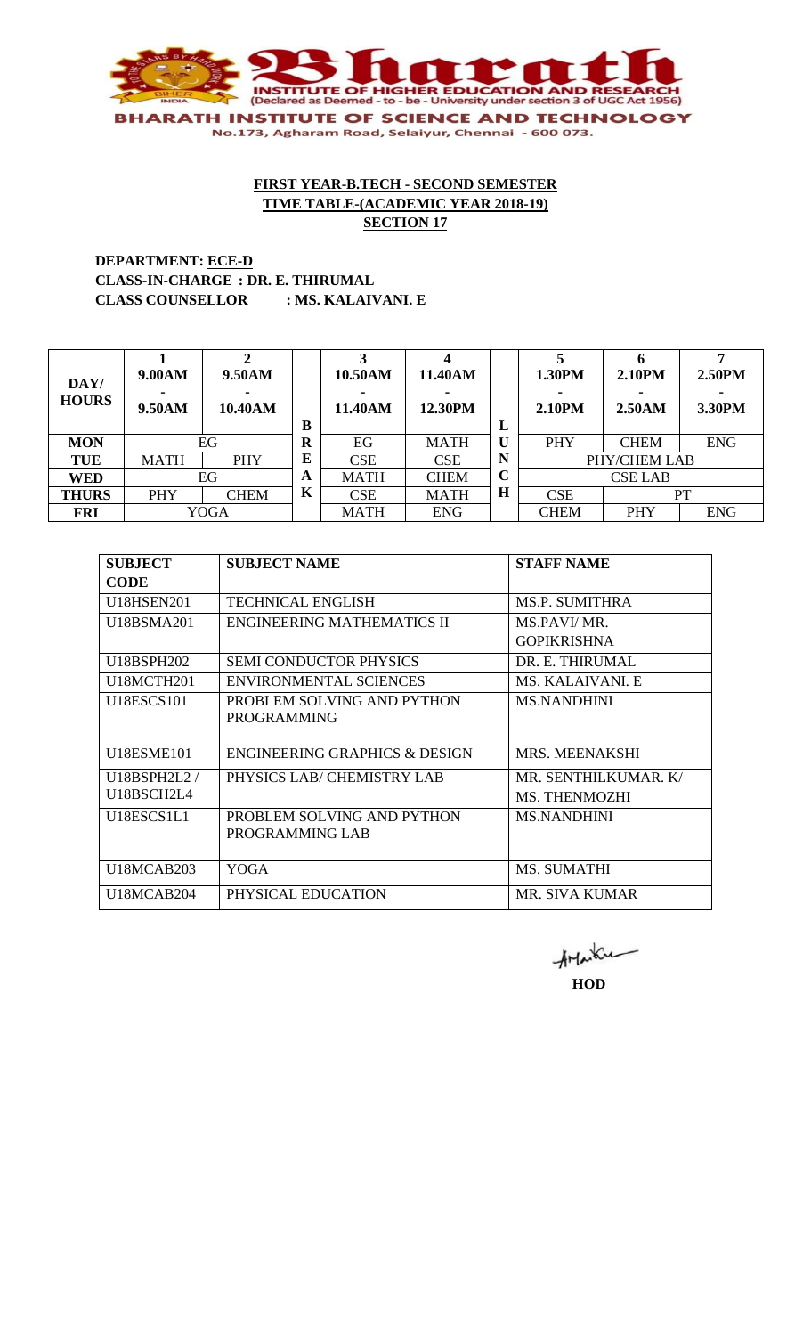BHARATH INSTITUTE OF HIGHER EDUCATION AND RESEARCH
(Declared as Deemed - to - be - University under section 3 of UGC Act 1956)

BHARATH INSTITUTE OF SCIENCE AND TECHNOLOGY
No.173, Agharam Road, Selaiyur, Chennai - 600 073.

**FIRST YEAR-B.TECH - SECOND SEMESTER**
**TIME TABLE-(ACADEMIC YEAR 2018-19)**
**SECTION 17**

**DEPARTMENT: ECE-D**
**CLASS-IN-CHARGE : DR. E. THIRUMAL**
**CLASS COUNSELLOR : MS. KALAIVANI. E**

| DAY/ HOURS | 1<br>9.00AM - 9.50AM | 2<br>9.50AM - 10.40AM | | 3<br>10.50AM - 11.40AM | 4<br>11.40AM - 12.30PM | | 5<br>1.30PM - 2.10PM | 6<br>2.10PM - 2.50AM | 7<br>2.50PM - 3.30PM |
|---|---|---|---|---|---|---|---|---|---|
| MON | EG | | B | EG | MATH | L | PHY | CHEM | ENG |
| TUE | MATH | PHY | R | CSE | CSE | U | PHY/CHEM LAB | | |
| WED | EG | | E | MATH | CHEM | N | CSE LAB | | |
| THURS | PHY | CHEM | A | CSE | MATH | C | CSE | PT | |
| FRI | YOGA | | K | MATH | ENG | H | CHEM | PHY | ENG |

| SUBJECT CODE | SUBJECT NAME | STAFF NAME |
|---|---|---|
| U18HSEN201 | TECHNICAL ENGLISH | MS.P. SUMITHRA |
| U18BSMA201 | ENGINEERING MATHEMATICS II | MS.PAVI/ MR. GOPIKRISHNA |
| U18BSPH202 | SEMI CONDUCTOR PHYSICS | DR. E. THIRUMAL |
| U18MCTH201 | ENVIRONMENTAL SCIENCES | MS. KALAIVANI. E |
| U18ESCS101 | PROBLEM SOLVING AND PYTHON PROGRAMMING | MS.NANDHINI |
| U18ESME101 | ENGINEERING GRAPHICS & DESIGN | MRS. MEENAKSHI |
| U18BSPH2L2 / U18BSCH2L4 | PHYSICS LAB/ CHEMISTRY LAB | MR. SENTHILKUMAR. K/ MS. THENMOZHI |
| U18ESCS1L1 | PROBLEM SOLVING AND PYTHON PROGRAMMING LAB | MS.NANDHINI |
| U18MCAB203 | YOGA | MS. SUMATHI |
| U18MCAB204 | PHYSICAL EDUCATION | MR. SIVA KUMAR |

**HOD**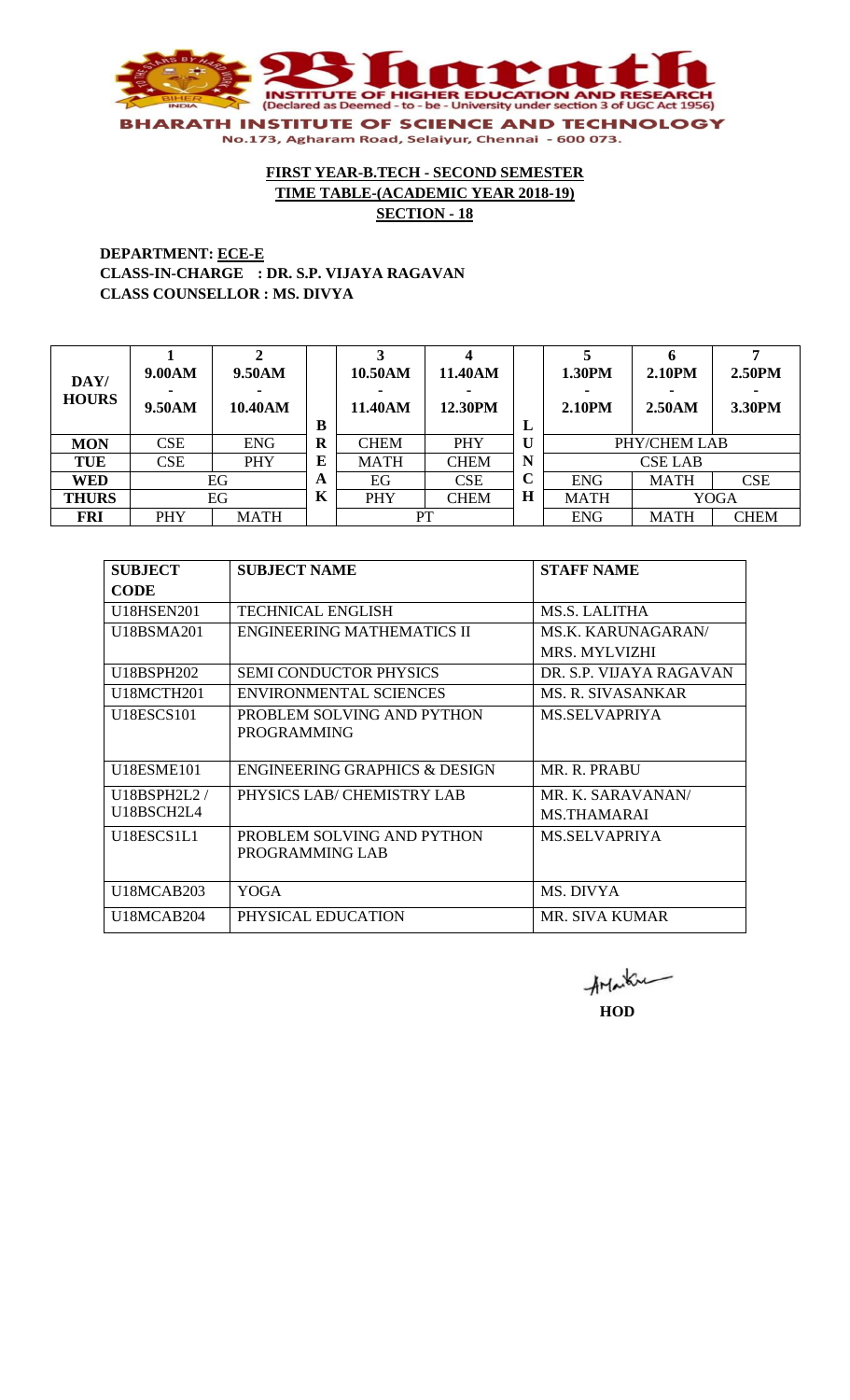BHARATH INSTITUTE OF SCIENCE AND TECHNOLOGY

No.173, Agharam Road, Selaiyur, Chennai - 600 073.

**FIRST YEAR-B.TECH - SECOND SEMESTER**
**TIME TABLE-(ACADEMIC YEAR 2018-19)**
**SECTION - 18**

**DEPARTMENT: ECE-E**
**CLASS-IN-CHARGE : DR. S.P. VIJAYA RAGAVAN**
**CLASS COUNSELLOR : MS. DIVYA**

| DAY/ HOURS | 1<br>9.00AM - 9.50AM | 2<br>9.50AM - 10.40AM | | 3<br>10.50AM - 11.40AM | 4<br>11.40AM - 12.30PM | | 5<br>1.30PM - 2.10PM | 6<br>2.10PM - 2.50AM | 7<br>2.50PM - 3.30PM |
|---|---|---|---|---|---|---|---|---|---|
| **MON** | CSE | ENG | B | CHEM | PHY | L | PHY/CHEM LAB | | |
| **TUE** | CSE | PHY | R | MATH | CHEM | U | CSE LAB | | |
| **WED** | EG | | E | EG | CSE | N | ENG | MATH | CSE |
| **THURS** | EG | | A | PHY | CHEM | C | MATH | YOGA | |
| **FRI** | PHY | MATH | K | PT | | H | ENG | MATH | CHEM |

| SUBJECT CODE | SUBJECT NAME | STAFF NAME |
|---|---|---|
| U18HSEN201 | TECHNICAL ENGLISH | MS.S. LALITHA |
| U18BSMA201 | ENGINEERING MATHEMATICS II | MS.K. KARUNAGARAN/ MRS. MYLVIZHI |
| U18BSPH202 | SEMI CONDUCTOR PHYSICS | DR. S.P. VIJAYA RAGAVAN |
| U18MCTH201 | ENVIRONMENTAL SCIENCES | MS. R. SIVASANKAR |
| U18ESCS101 | PROBLEM SOLVING AND PYTHON PROGRAMMING | MS.SELVAPRIYA |
| U18ESME101 | ENGINEERING GRAPHICS & DESIGN | MR. R. PRABU |
| U18BSPH2L2 / U18BSCH2L4 | PHYSICS LAB/ CHEMISTRY LAB | MR. K. SARAVANAN/ MS.THAMARAI |
| U18ESCS1L1 | PROBLEM SOLVING AND PYTHON PROGRAMMING LAB | MS.SELVAPRIYA |
| U18MCAB203 | YOGA | MS. DIVYA |
| U18MCAB204 | PHYSICAL EDUCATION | MR. SIVA KUMAR |

**HOD**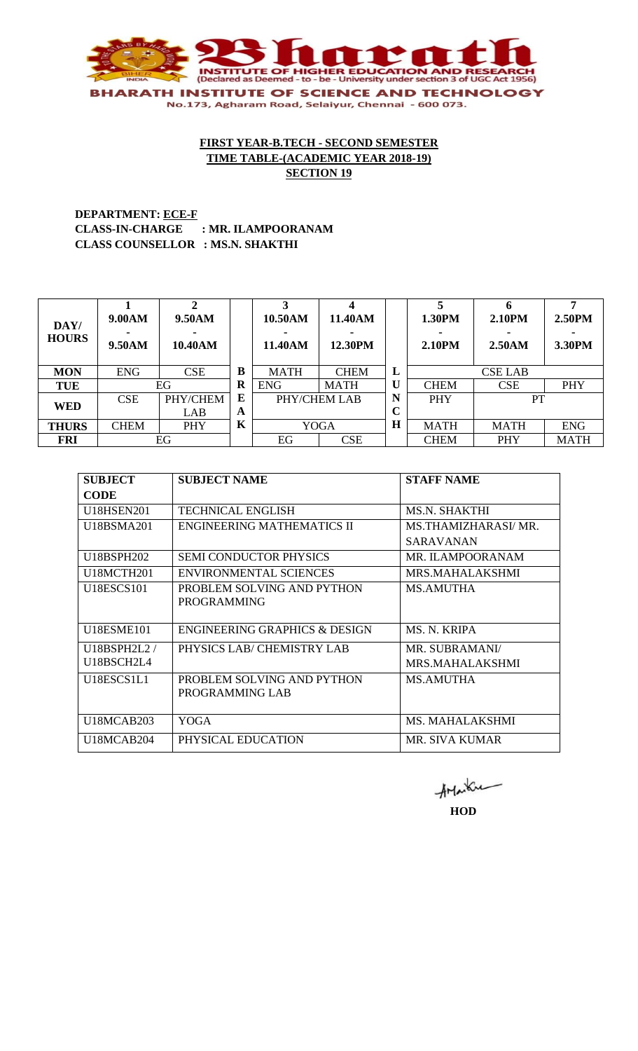**BHARATH INSTITUTE OF HIGHER EDUCATION AND RESEARCH**
(Declared as Deemed - to - be - University under section 3 of UGC Act 1956)

**BHARATH INSTITUTE OF SCIENCE AND TECHNOLOGY**
No.173, Agharam Road, Selaiyur, Chennai - 600 073.

**FIRST YEAR-B.TECH - SECOND SEMESTER**
**TIME TABLE-(ACADEMIC YEAR 2018-19)**
**SECTION 19**

**DEPARTMENT: ECE-F**
**CLASS-IN-CHARGE : MR. ILAMPOORANAM**
**CLASS COUNSELLOR : MS.N. SHAKTHI**

| DAY/ HOURS | 1<br>9.00AM - 9.50AM | 2<br>9.50AM - 10.40AM | | 3<br>10.50AM - 11.40AM | 4<br>11.40AM - 12.30PM | | 5<br>1.30PM - 2.10PM | 6<br>2.10PM - 2.50AM | 7<br>2.50PM - 3.30PM |
|---|---|---|---|---|---|---|---|---|---|
| MON | ENG | CSE | B | MATH | CHEM | L | CSE LAB | | |
| TUE | EG | | R | ENG | MATH | U | CHEM | CSE | PHY |
| WED | CSE | PHY/CHEM LAB | E A | PHY/CHEM LAB | | N C | PHY | PT | |
| THURS | CHEM | PHY | K | YOGA | | H | MATH | MATH | ENG |
| FRI | EG | | | EG | CSE | | CHEM | PHY | MATH |

| SUBJECT CODE | SUBJECT NAME | STAFF NAME |
|---|---|---|
| U18HSEN201 | TECHNICAL ENGLISH | MS.N. SHAKTHI |
| U18BSMA201 | ENGINEERING MATHEMATICS II | MS.THAMIZHARASI/ MR. SARAVANAN |
| U18BSPH202 | SEMI CONDUCTOR PHYSICS | MR. ILAMPOORANAM |
| U18MCTH201 | ENVIRONMENTAL SCIENCES | MRS.MAHALAKSHMI |
| U18ESCS101 | PROBLEM SOLVING AND PYTHON PROGRAMMING | MS.AMUTHA |
| U18ESME101 | ENGINEERING GRAPHICS & DESIGN | MS. N. KRIPA |
| U18BSPH2L2 / U18BSCH2L4 | PHYSICS LAB/ CHEMISTRY LAB | MR. SUBRAMANI/ MRS.MAHALAKSHMI |
| U18ESCS1L1 | PROBLEM SOLVING AND PYTHON PROGRAMMING LAB | MS.AMUTHA |
| U18MCAB203 | YOGA | MS. MAHALAKSHMI |
| U18MCAB204 | PHYSICAL EDUCATION | MR. SIVA KUMAR |

**HOD**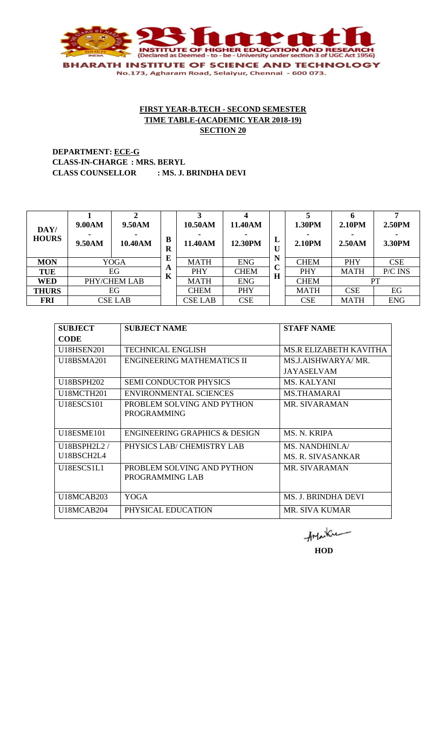# Bharath INSTITUTE OF HIGHER EDUCATION AND RESEARCH
(Declared as Deemed - to - be - University under section 3 of UGC Act 1956)

**BHARATH INSTITUTE OF SCIENCE AND TECHNOLOGY**

No.173, Agharam Road, Selaiyur, Chennai - 600 073.

**FIRST YEAR-B.TECH - SECOND SEMESTER**
**TIME TABLE-(ACADEMIC YEAR 2018-19)**
**SECTION 20**

**DEPARTMENT: ECE-G**
**CLASS-IN-CHARGE : MRS. BERYL**
**CLASS COUNSELLOR : MS. J. BRINDHA DEVI**

| DAY/ HOURS | 1<br>9.00AM - 9.50AM | 2<br>9.50AM - 10.40AM | | 3<br>10.50AM - 11.40AM | 4<br>11.40AM - 12.30PM | | 5<br>1.30PM - 2.10PM | 6<br>2.10PM - 2.50AM | 7<br>2.50PM - 3.30PM |
|---|---|---|---|---|---|---|---|---|---|
| MON | YOGA | | BREAK | MATH | ENG | LUNCH | CHEM | PHY | CSE |
| TUE | EG | | | PHY | CHEM | | PHY | MATH | P/C INS |
| WED | PHY/CHEM LAB | | | MATH | ENG | | CHEM | PT | |
| THURS | EG | | | CHEM | PHY | | MATH | CSE | EG |
| FRI | CSE LAB | | | CSE LAB | CSE | | CSE | MATH | ENG |

| SUBJECT CODE | SUBJECT NAME | STAFF NAME |
|---|---|---|
| U18HSEN201 | TECHNICAL ENGLISH | MS.R ELIZABETH KAVITHA |
| U18BSMA201 | ENGINEERING MATHEMATICS II | MS.J.AISHWARYA/ MR. JAYASELVAM |
| U18BSPH202 | SEMI CONDUCTOR PHYSICS | MS. KALYANI |
| U18MCTH201 | ENVIRONMENTAL SCIENCES | MS.THAMARAI |
| U18ESCS101 | PROBLEM SOLVING AND PYTHON PROGRAMMING | MR. SIVARAMAN |
| U18ESME101 | ENGINEERING GRAPHICS & DESIGN | MS. N. KRIPA |
| U18BSPH2L2 / U18BSCH2L4 | PHYSICS LAB/ CHEMISTRY LAB | MS. NANDHINI.A/ MS. R. SIVASANKAR |
| U18ESCS1L1 | PROBLEM SOLVING AND PYTHON PROGRAMMING LAB | MR. SIVARAMAN |
| U18MCAB203 | YOGA | MS. J. BRINDHA DEVI |
| U18MCAB204 | PHYSICAL EDUCATION | MR. SIVA KUMAR |

**HOD**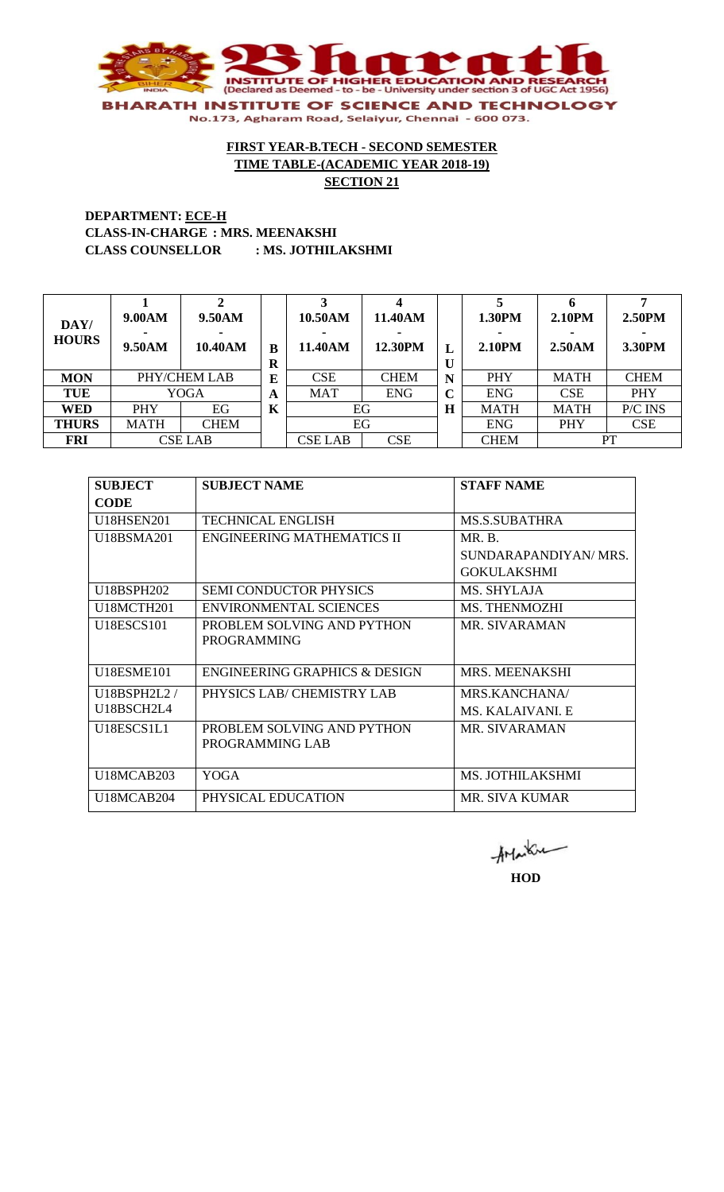**BHARATH INSTITUTE OF HIGHER EDUCATION AND RESEARCH**
(Declared as Deemed - to - be - University under section 3 of UGC Act 1956)

**BHARATH INSTITUTE OF SCIENCE AND TECHNOLOGY**
No.173, Agharam Road, Selaiyur, Chennai - 600 073.

**FIRST YEAR-B.TECH - SECOND SEMESTER**
**TIME TABLE-(ACADEMIC YEAR 2018-19)**
**SECTION 21**

**DEPARTMENT: ECE-H**
**CLASS-IN-CHARGE : MRS. MEENAKSHI**
**CLASS COUNSELLOR : MS. JOTHILAKSHMI**

| DAY/ HOURS | 1 9.00AM - 9.50AM | 2 9.50AM - 10.40AM | | 3 10.50AM - 11.40AM | 4 11.40AM - 12.30PM | | 5 1.30PM - 2.10PM | 6 2.10PM - 2.50AM | 7 2.50PM - 3.30PM |
|---|---|---|---|---|---|---|---|---|---|
| MON | PHY/CHEM LAB | | BREAK | CSE | CHEM | LUNCH | PHY | MATH | CHEM |
| TUE | YOGA | | | MAT | ENG | | ENG | CSE | PHY |
| WED | PHY | EG | | EG | | | MATH | MATH | P/C INS |
| THURS | MATH | CHEM | | EG | | | ENG | PHY | CSE |
| FRI | CSE LAB | | | CSE LAB | CSE | | CHEM | PT | |

| SUBJECT CODE | SUBJECT NAME | STAFF NAME |
|---|---|---|
| U18HSEN201 | TECHNICAL ENGLISH | MS.S.SUBATHRA |
| U18BSMA201 | ENGINEERING MATHEMATICS II | MR. B. SUNDARAPANDIYAN/ MRS. GOKULAKSHMI |
| U18BSPH202 | SEMI CONDUCTOR PHYSICS | MS. SHYLAJA |
| U18MCTH201 | ENVIRONMENTAL SCIENCES | MS. THENMOZHI |
| U18ESCS101 | PROBLEM SOLVING AND PYTHON PROGRAMMING | MR. SIVARAMAN |
| U18ESME101 | ENGINEERING GRAPHICS & DESIGN | MRS. MEENAKSHI |
| U18BSPH2L2 / U18BSCH2L4 | PHYSICS LAB/ CHEMISTRY LAB | MRS.KANCHANA/ MS. KALAIVANI. E |
| U18ESCS1L1 | PROBLEM SOLVING AND PYTHON PROGRAMMING LAB | MR. SIVARAMAN |
| U18MCAB203 | YOGA | MS. JOTHILAKSHMI |
| U18MCAB204 | PHYSICAL EDUCATION | MR. SIVA KUMAR |

**HOD**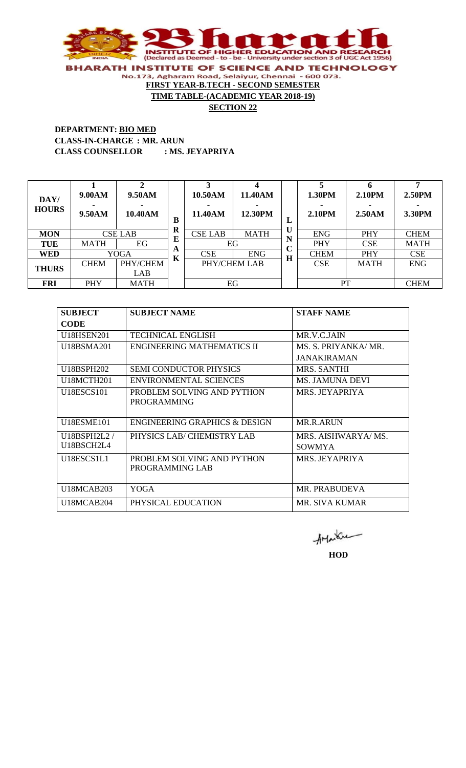**Bharath INSTITUTE OF HIGHER EDUCATION AND RESEARCH**
(Declared as Deemed - to - be - University under section 3 of UGC Act 1956)

**BHARATH INSTITUTE OF SCIENCE AND TECHNOLOGY**

No.173, Agharam Road, Selaiyur, Chennai - 600 073.

**FIRST YEAR-B.TECH - SECOND SEMESTER**

**TIME TABLE-(ACADEMIC YEAR 2018-19)**

**SECTION 22**

**DEPARTMENT: BIO MED**
**CLASS-IN-CHARGE : MR. ARUN**
**CLASS COUNSELLOR : MS. JEYAPRIYA**

| DAY/ HOURS | 1 9.00AM - 9.50AM | 2 9.50AM - 10.40AM | | 3 10.50AM - 11.40AM | 4 11.40AM - 12.30PM | | 5 1.30PM - 2.10PM | 6 2.10PM - 2.50AM | 7 2.50PM - 3.30PM |
|---|---|---|---|---|---|---|---|---|---|
| MON | CSE LAB | | BREAK | CSE LAB | MATH | LUNCH | ENG | PHY | CHEM |
| TUE | MATH | EG | | EG | | | PHY | CSE | MATH |
| WED | YOGA | | | CSE | ENG | | CHEM | PHY | CSE |
| THURS | CHEM | PHY/CHEM LAB | | PHY/CHEM LAB | | | CSE | MATH | ENG |
| FRI | PHY | MATH | | EG | | | PT | | CHEM |

| SUBJECT CODE | SUBJECT NAME | STAFF NAME |
|---|---|---|
| U18HSEN201 | TECHNICAL ENGLISH | MR.V.C.JAIN |
| U18BSMA201 | ENGINEERING MATHEMATICS II | MS. S. PRIYANKA/ MR. JANAKIRAMAN |
| U18BSPH202 | SEMI CONDUCTOR PHYSICS | MRS. SANTHI |
| U18MCTH201 | ENVIRONMENTAL SCIENCES | MS. JAMUNA DEVI |
| U18ESCS101 | PROBLEM SOLVING AND PYTHON PROGRAMMING | MRS. JEYAPRIYA |
| U18ESME101 | ENGINEERING GRAPHICS & DESIGN | MR.R.ARUN |
| U18BSPH2L2 / U18BSCH2L4 | PHYSICS LAB/ CHEMISTRY LAB | MRS. AISHWARYA/ MS. SOWMYA |
| U18ESCS1L1 | PROBLEM SOLVING AND PYTHON PROGRAMMING LAB | MRS. JEYAPRIYA |
| U18MCAB203 | YOGA | MR. PRABUDEVA |
| U18MCAB204 | PHYSICAL EDUCATION | MR. SIVA KUMAR |

**HOD**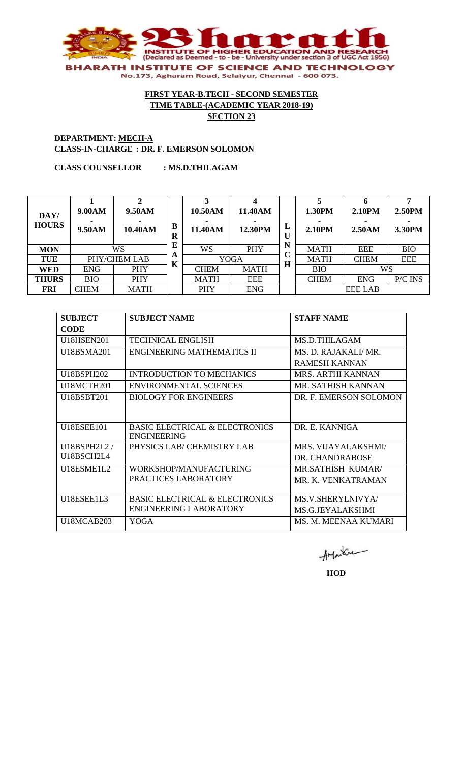**BHARATH INSTITUTE OF SCIENCE AND TECHNOLOGY**

No.173, Agharam Road, Selaiyur, Chennai - 600 073.

**FIRST YEAR-B.TECH - SECOND SEMESTER**

**TIME TABLE-(ACADEMIC YEAR 2018-19)**

**SECTION 23**

**DEPARTMENT: MECH-A**

**CLASS-IN-CHARGE : DR. F. EMERSON SOLOMON**

**CLASS COUNSELLOR : MS.D.THILAGAM**

| DAY/ HOURS | 1<br>9.00AM - 9.50AM | 2<br>9.50AM - 10.40AM | | 3<br>10.50AM - 11.40AM | 4<br>11.40AM - 12.30PM | | 5<br>1.30PM - 2.10PM | 6<br>2.10PM - 2.50AM | 7<br>2.50PM - 3.30PM |
|---|---|---|---|---|---|---|---|---|---|
| MON | WS | | BREAK | WS | PHY | LUNCH | MATH | EEE | BIO |
| TUE | PHY/CHEM LAB | | | YOGA | | | MATH | CHEM | EEE |
| WED | ENG | PHY | | CHEM | MATH | | BIO | WS | |
| THURS | BIO | PHY | | MATH | EEE | | CHEM | ENG | P/C INS |
| FRI | CHEM | MATH | | PHY | ENG | | EEE LAB | | |

| SUBJECT CODE | SUBJECT NAME | STAFF NAME |
|---|---|---|
| U18HSEN201 | TECHNICAL ENGLISH | MS.D.THILAGAM |
| U18BSMA201 | ENGINEERING MATHEMATICS II | MS. D. RAJAKALI/ MR. RAMESH KANNAN |
| U18BSPH202 | INTRODUCTION TO MECHANICS | MRS. ARTHI KANNAN |
| U18MCTH201 | ENVIRONMENTAL SCIENCES | MR. SATHISH KANNAN |
| U18BSBT201 | BIOLOGY FOR ENGINEERS | DR. F. EMERSON SOLOMON |
| U18ESEE101 | BASIC ELECTRICAL & ELECTRONICS ENGINEERING | DR. E. KANNIGA |
| U18BSPH2L2 / U18BSCH2L4 | PHYSICS LAB/ CHEMISTRY LAB | MRS. VIJAYALAKSHMI/ DR. CHANDRABOSE |
| U18ESME1L2 | WORKSHOP/MANUFACTURING PRACTICES LABORATORY | MR.SATHISH KUMAR/ MR. K. VENKATRAMAN |
| U18ESEE1L3 | BASIC ELECTRICAL & ELECTRONICS ENGINEERING LABORATORY | MS.V.SHERYLNIVYA/ MS.G.JEYALAKSHMI |
| U18MCAB203 | YOGA | MS. M. MEENAA KUMARI |

**HOD**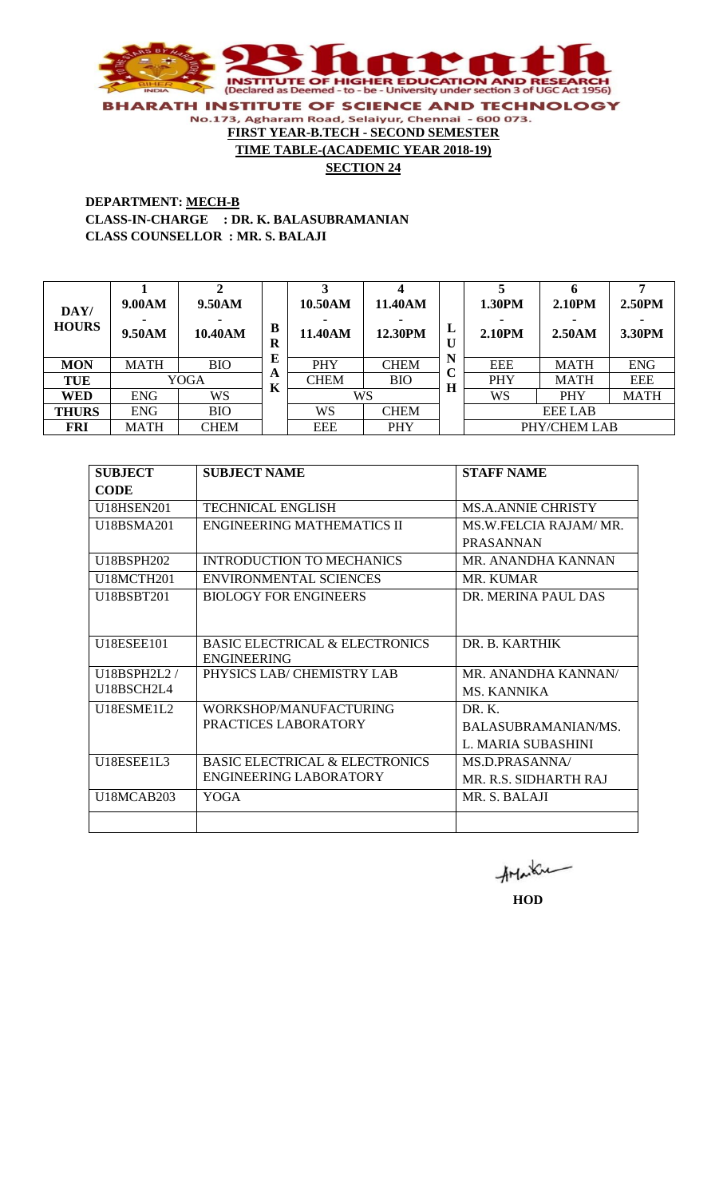**BHARATH INSTITUTE OF HIGHER EDUCATION AND RESEARCH**
(Declared as Deemed - to - be - University under section 3 of UGC Act 1956)

**BHARATH INSTITUTE OF SCIENCE AND TECHNOLOGY**
No.173, Agharam Road, Selaiyur, Chennai - 600 073.

**FIRST YEAR-B.TECH - SECOND SEMESTER**

**TIME TABLE-(ACADEMIC YEAR 2018-19)**

**SECTION 24**

**DEPARTMENT: MECH-B**
**CLASS-IN-CHARGE : DR. K. BALASUBRAMANIAN**
**CLASS COUNSELLOR : MR. S. BALAJI**

| DAY/ HOURS | 1<br>9.00AM - 9.50AM | 2<br>9.50AM - 10.40AM | | 3<br>10.50AM - 11.40AM | 4<br>11.40AM - 12.30PM | | 5<br>1.30PM - 2.10PM | 6<br>2.10PM - 2.50AM | 7<br>2.50AM - 3.30PM |
|---|---|---|---|---|---|---|---|---|---|
| MON | MATH | BIO | BREAK | PHY | CHEM | LUNCH | EEE | MATH | ENG |
| TUE | YOGA | | | CHEM | BIO | | PHY | MATH | EEE |
| WED | ENG | WS | | WS | | | WS | PHY | MATH |
| THURS | ENG | BIO | | WS | CHEM | | EEE LAB | | |
| FRI | MATH | CHEM | | EEE | PHY | | PHY/CHEM LAB | | |

| SUBJECT CODE | SUBJECT NAME | STAFF NAME |
|---|---|---|
| U18HSEN201 | TECHNICAL ENGLISH | MS.A.ANNIE CHRISTY |
| U18BSMA201 | ENGINEERING MATHEMATICS II | MS.W.FELCIA RAJAM/ MR. PRASANNAN |
| U18BSPH202 | INTRODUCTION TO MECHANICS | MR. ANANDHA KANNAN |
| U18MCTH201 | ENVIRONMENTAL SCIENCES | MR. KUMAR |
| U18BSBT201 | BIOLOGY FOR ENGINEERS | DR. MERINA PAUL DAS |
| U18ESEE101 | BASIC ELECTRICAL & ELECTRONICS ENGINEERING | DR. B. KARTHIK |
| U18BSPH2L2 / U18BSCH2L4 | PHYSICS LAB/ CHEMISTRY LAB | MR. ANANDHA KANNAN/ MS. KANNIKA |
| U18ESME1L2 | WORKSHOP/MANUFACTURING PRACTICES LABORATORY | DR. K. BALASUBRAMANIAN/MS. L. MARIA SUBASHINI |
| U18ESEE1L3 | BASIC ELECTRICAL & ELECTRONICS ENGINEERING LABORATORY | MS.D.PRASANNA/ MR. R.S. SIDHARTH RAJ |
| U18MCAB203 | YOGA | MR. S. BALAJI |
| | | |

**HOD**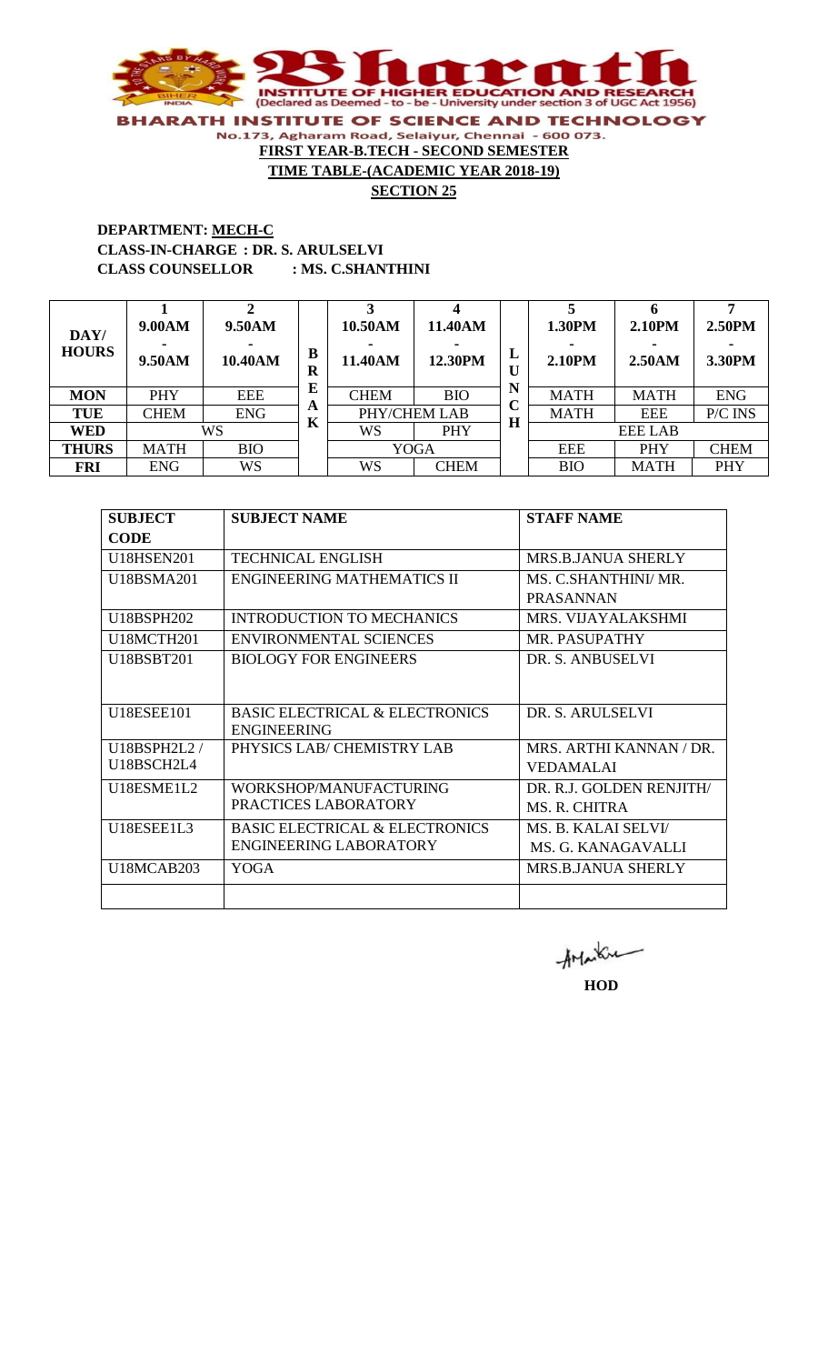**INSTITUTE OF HIGHER EDUCATION AND RESEARCH**
(Declared as Deemed - to - be - University under section 3 of UGC Act 1956)

**BHARATH INSTITUTE OF SCIENCE AND TECHNOLOGY**

No.173, Agharam Road, Selaiyur, Chennai - 600 073.

**FIRST YEAR-B.TECH - SECOND SEMESTER**

**TIME TABLE-(ACADEMIC YEAR 2018-19)**

**SECTION 25**

**DEPARTMENT: MECH-C**
**CLASS-IN-CHARGE : DR. S. ARULSELVI**
**CLASS COUNSELLOR : MS. C.SHANTHINI**

| DAY/ HOURS | 1 9.00AM - 9.50AM | 2 9.50AM - 10.40AM | | 3 10.50AM - 11.40AM | 4 11.40AM - 12.30PM | | 5 1.30PM - 2.10PM | 6 2.10PM - 2.50AM | 7 2.50PM - 3.30PM |
|---|---|---|---|---|---|---|---|---|---|
| MON | PHY | EEE | BREAK | CHEM | BIO | LUNCH | MATH | MATH | ENG |
| TUE | CHEM | ENG | | PHY/CHEM LAB | | | MATH | EEE | P/C INS |
| WED | WS | | | WS | PHY | | EEE LAB | | |
| THURS | MATH | BIO | | YOGA | | | EEE | PHY | CHEM |
| FRI | ENG | WS | | WS | CHEM | | BIO | MATH | PHY |

| SUBJECT CODE | SUBJECT NAME | STAFF NAME |
|---|---|---|
| U18HSEN201 | TECHNICAL ENGLISH | MRS.B.JANUA SHERLY |
| U18BSMA201 | ENGINEERING MATHEMATICS II | MS. C.SHANTHINI/ MR. PRASANNAN |
| U18BSPH202 | INTRODUCTION TO MECHANICS | MRS. VIJAYALAKSHMI |
| U18MCTH201 | ENVIRONMENTAL SCIENCES | MR. PASUPATHY |
| U18BSBT201 | BIOLOGY FOR ENGINEERS | DR. S. ANBUSELVI |
| U18ESEE101 | BASIC ELECTRICAL & ELECTRONICS ENGINEERING | DR. S. ARULSELVI |
| U18BSPH2L2 / U18BSCH2L4 | PHYSICS LAB/ CHEMISTRY LAB | MRS. ARTHI KANNAN / DR. VEDAMALAI |
| U18ESME1L2 | WORKSHOP/MANUFACTURING PRACTICES LABORATORY | DR. R.J. GOLDEN RENJITH/ MS. R. CHITRA |
| U18ESEE1L3 | BASIC ELECTRICAL & ELECTRONICS ENGINEERING LABORATORY | MS. B. KALAI SELVI/ MS. G. KANAGAVALLI |
| U18MCAB203 | YOGA | MRS.B.JANUA SHERLY |
| | | |

**HOD**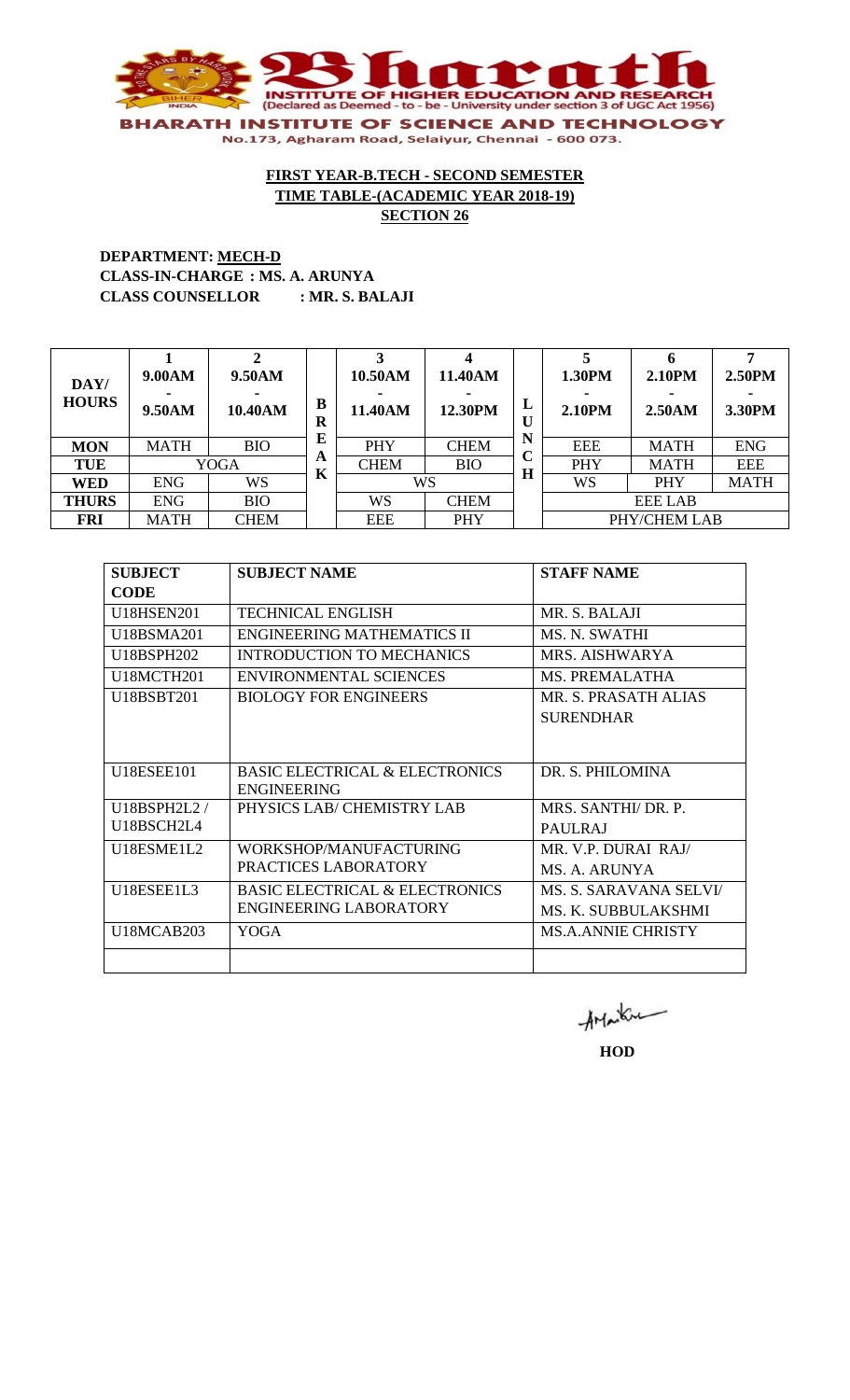BHARATH INSTITUTE OF SCIENCE AND TECHNOLOGY

No.173, Agharam Road, Selaiyur, Chennai - 600 073.

**FIRST YEAR-B.TECH - SECOND SEMESTER**
**TIME TABLE-(ACADEMIC YEAR 2018-19)**
**SECTION 26**

**DEPARTMENT: MECH-D**
**CLASS-IN-CHARGE : MS. A. ARUNYA**
**CLASS COUNSELLOR : MR. S. BALAJI**

| DAY/ HOURS | 1 9.00AM - 9.50AM | 2 9.50AM - 10.40AM | | 3 10.50AM - 11.40AM | 4 11.40AM - 12.30PM | | 5 1.30PM - 2.10PM | 6 2.10PM - 2.50AM | 7 2.50PM - 3.30PM |
|---|---|---|---|---|---|---|---|---|---|
| MON | MATH | BIO | BREAK | PHY | CHEM | LUNCH | EEE | MATH | ENG |
| TUE | YOGA | | | CHEM | BIO | | PHY | MATH | EEE |
| WED | ENG | WS | | WS | | | WS | PHY | MATH |
| THURS | ENG | BIO | | WS | CHEM | | EEE LAB | | |
| FRI | MATH | CHEM | | EEE | PHY | | PHY/CHEM LAB | | |

| SUBJECT CODE | SUBJECT NAME | STAFF NAME |
|---|---|---|
| U18HSEN201 | TECHNICAL ENGLISH | MR. S. BALAJI |
| U18BSMA201 | ENGINEERING MATHEMATICS II | MS. N. SWATHI |
| U18BSPH202 | INTRODUCTION TO MECHANICS | MRS. AISHWARYA |
| U18MCTH201 | ENVIRONMENTAL SCIENCES | MS. PREMALATHA |
| U18BSBT201 | BIOLOGY FOR ENGINEERS | MR. S. PRASATH ALIAS SURENDHAR |
| U18ESEE101 | BASIC ELECTRICAL & ELECTRONICS ENGINEERING | DR. S. PHILOMINA |
| U18BSPH2L2 / U18BSCH2L4 | PHYSICS LAB/ CHEMISTRY LAB | MRS. SANTHI/ DR. P. PAULRAJ |
| U18ESME1L2 | WORKSHOP/MANUFACTURING PRACTICES LABORATORY | MR. V.P. DURAI RAJ/ MS. A. ARUNYA |
| U18ESEE1L3 | BASIC ELECTRICAL & ELECTRONICS ENGINEERING LABORATORY | MS. S. SARAVANA SELVI/ MS. K. SUBBULAKSHMI |
| U18MCAB203 | YOGA | MS.A.ANNIE CHRISTY |
| | | |

**HOD**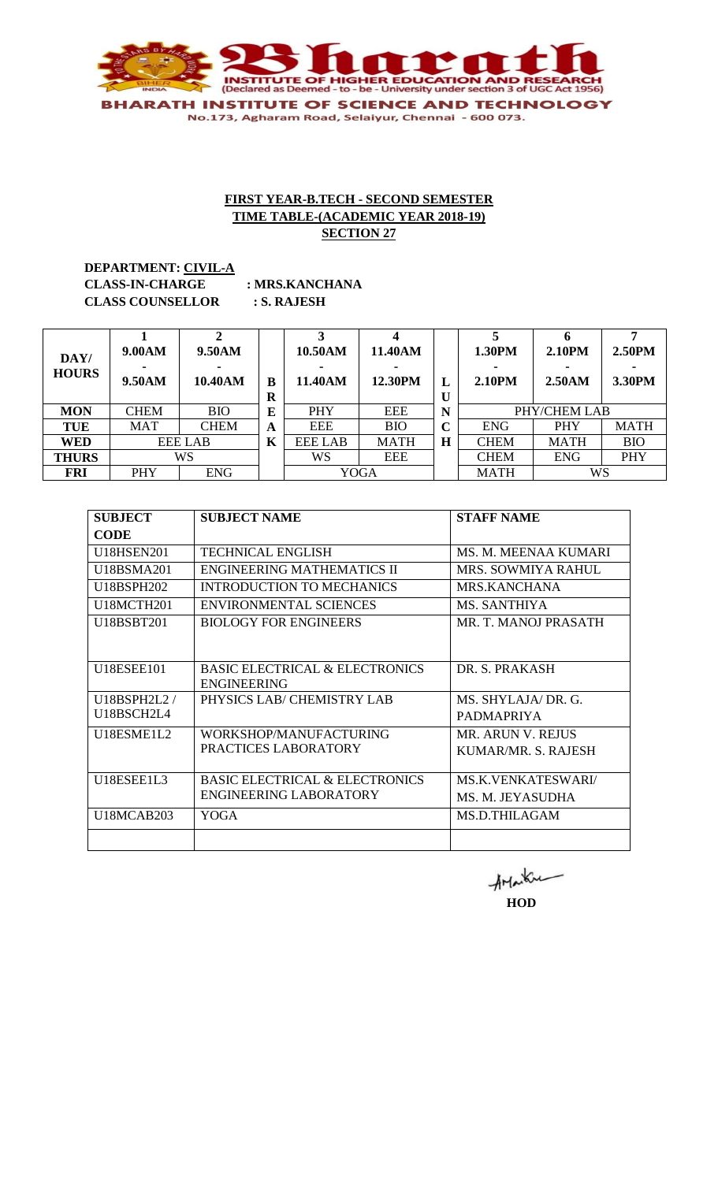**BHARATH INSTITUTE OF HIGHER EDUCATION AND RESEARCH**
(Declared as Deemed - to - be - University under section 3 of UGC Act 1956)

**BHARATH INSTITUTE OF SCIENCE AND TECHNOLOGY**
No.173, Agharam Road, Selaiyur, Chennai - 600 073.

**FIRST YEAR-B.TECH - SECOND SEMESTER**
**TIME TABLE-(ACADEMIC YEAR 2018-19)**
**SECTION 27**

**DEPARTMENT: CIVIL-A**
**CLASS-IN-CHARGE : MRS.KANCHANA**
**CLASS COUNSELLOR : S. RAJESH**

| DAY/ HOURS | 1 9.00AM - 9.50AM | 2 9.50AM - 10.40AM | | 3 10.50AM - 11.40AM | 4 11.40AM - 12.30PM | | 5 1.30PM - 2.10PM | 6 2.10PM - 2.50AM | 7 2.50PM - 3.30PM |
|---|---|---|---|---|---|---|---|---|---|
| MON | CHEM | BIO | BREAK | PHY | EEE | LUNCH | PHY/CHEM LAB | | |
| TUE | MAT | CHEM | | EEE | BIO | | ENG | PHY | MATH |
| WED | EEE LAB | | | EEE LAB | MATH | | CHEM | MATH | BIO |
| THURS | WS | | | WS | EEE | | CHEM | ENG | PHY |
| FRI | PHY | ENG | | YOGA | | | MATH | WS | |

| SUBJECT CODE | SUBJECT NAME | STAFF NAME |
|---|---|---|
| U18HSEN201 | TECHNICAL ENGLISH | MS. M. MEENAA KUMARI |
| U18BSMA201 | ENGINEERING MATHEMATICS II | MRS. SOWMIYA RAHUL |
| U18BSPH202 | INTRODUCTION TO MECHANICS | MRS.KANCHANA |
| U18MCTH201 | ENVIRONMENTAL SCIENCES | MS. SANTHIYA |
| U18BSBT201 | BIOLOGY FOR ENGINEERS | MR. T. MANOJ PRASATH |
| U18ESEE101 | BASIC ELECTRICAL & ELECTRONICS ENGINEERING | DR. S. PRAKASH |
| U18BSPH2L2 / U18BSCH2L4 | PHYSICS LAB/ CHEMISTRY LAB | MS. SHYLAJA/ DR. G. PADMAPRIYA |
| U18ESME1L2 | WORKSHOP/MANUFACTURING PRACTICES LABORATORY | MR. ARUN V. REJUS KUMAR/MR. S. RAJESH |
| U18ESEE1L3 | BASIC ELECTRICAL & ELECTRONICS ENGINEERING LABORATORY | MS.K.VENKATESWARI/ MS. M. JEYASUDHA |
| U18MCAB203 | YOGA | MS.D.THILAGAM |
| | | |

**HOD**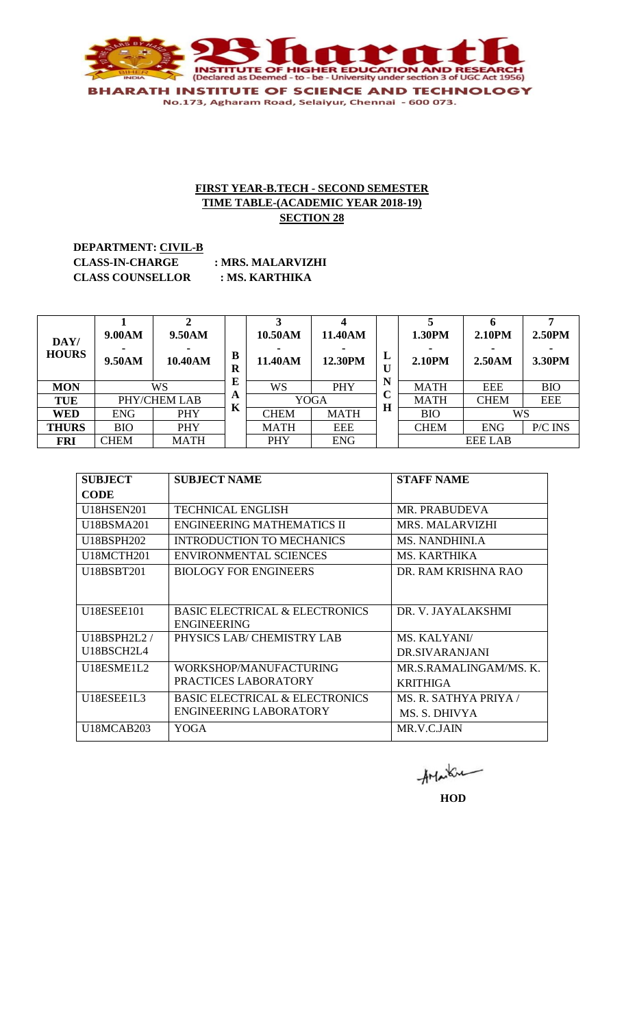BHARATH INSTITUTE OF SCIENCE AND TECHNOLOGY

No.173, Agharam Road, Selaiyur, Chennai - 600 073.

**FIRST YEAR-B.TECH - SECOND SEMESTER**

**TIME TABLE-(ACADEMIC YEAR 2018-19)**

**SECTION 28**

**DEPARTMENT: CIVIL-B**

**CLASS-IN-CHARGE : MRS. MALARVIZHI**

**CLASS COUNSELLOR : MS. KARTHIKA**

| DAY/ HOURS | 1<br>9.00AM - 9.50AM | 2<br>9.50AM - 10.40AM | | 3<br>10.50AM - 11.40AM | 4<br>11.40AM - 12.30PM | | 5<br>1.30PM - 2.10PM | 6<br>2.10PM - 2.50AM | 7<br>2.50PM - 3.30PM |
|---|---|---|---|---|---|---|---|---|---|
| MON | WS | | BREAK | WS | PHY | LUNCH | MATH | EEE | BIO |
| TUE | PHY/CHEM LAB | | | YOGA | | | MATH | CHEM | EEE |
| WED | ENG | PHY | | CHEM | MATH | | BIO | WS | |
| THURS | BIO | PHY | | MATH | EEE | | CHEM | ENG | P/C INS |
| FRI | CHEM | MATH | | PHY | ENG | | EEE LAB | | |

| SUBJECT CODE | SUBJECT NAME | STAFF NAME |
|---|---|---|
| U18HSEN201 | TECHNICAL ENGLISH | MR. PRABUDEVA |
| U18BSMA201 | ENGINEERING MATHEMATICS II | MRS. MALARVIZHI |
| U18BSPH202 | INTRODUCTION TO MECHANICS | MS. NANDHINI.A |
| U18MCTH201 | ENVIRONMENTAL SCIENCES | MS. KARTHIKA |
| U18BSBT201 | BIOLOGY FOR ENGINEERS | DR. RAM KRISHNA RAO |
| U18ESEE101 | BASIC ELECTRICAL & ELECTRONICS ENGINEERING | DR. V. JAYALAKSHMI |
| U18BSPH2L2 / U18BSCH2L4 | PHYSICS LAB/ CHEMISTRY LAB | MS. KALYANI/ DR.SIVARANJANI |
| U18ESME1L2 | WORKSHOP/MANUFACTURING PRACTICES LABORATORY | MR.S.RAMALINGAM/MS. K. KRITHIGA |
| U18ESEE1L3 | BASIC ELECTRICAL & ELECTRONICS ENGINEERING LABORATORY | MS. R. SATHYA PRIYA / MS. S. DHIVYA |
| U18MCAB203 | YOGA | MR.V.C.JAIN |

**HOD**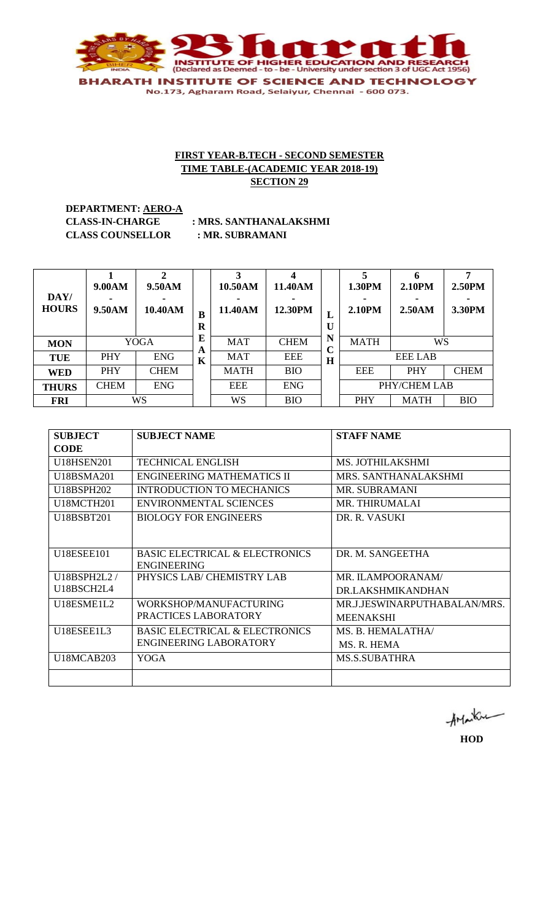BHARATH INSTITUTE OF HIGHER EDUCATION AND RESEARCH
(Declared as Deemed - to - be - University under section 3 of UGC Act 1956)

BHARATH INSTITUTE OF SCIENCE AND TECHNOLOGY
No.173, Agharam Road, Selaiyur, Chennai - 600 073.

**FIRST YEAR-B.TECH - SECOND SEMESTER**
**TIME TABLE-(ACADEMIC YEAR 2018-19)**
**SECTION 29**

**DEPARTMENT: AERO-A**
**CLASS-IN-CHARGE : MRS. SANTHANALAKSHMI**
**CLASS COUNSELLOR : MR. SUBRAMANI**

| DAY/ HOURS | 1 9.00AM - 9.50AM | 2 9.50AM - 10.40AM | | 3 10.50AM - 11.40AM | 4 11.40AM - 12.30PM | | 5 1.30PM - 2.10PM | 6 2.10PM - 2.50AM | 7 2.50PM - 3.30PM |
|---|---|---|---|---|---|---|---|---|---|
| MON | YOGA | | BREAK | MAT | CHEM | LUNCH | MATH | WS | |
| TUE | PHY | ENG | | MAT | EEE | | EEE LAB | | |
| WED | PHY | CHEM | | MATH | BIO | | EEE | PHY | CHEM |
| THURS | CHEM | ENG | | EEE | ENG | | PHY/CHEM LAB | | |
| FRI | WS | | | WS | BIO | | PHY | MATH | BIO |

| SUBJECT CODE | SUBJECT NAME | STAFF NAME |
|---|---|---|
| U18HSEN201 | TECHNICAL ENGLISH | MS. JOTHILAKSHMI |
| U18BSMA201 | ENGINEERING MATHEMATICS II | MRS. SANTHANALAKSHMI |
| U18BSPH202 | INTRODUCTION TO MECHANICS | MR. SUBRAMANI |
| U18MCTH201 | ENVIRONMENTAL SCIENCES | MR. THIRUMALAI |
| U18BSBT201 | BIOLOGY FOR ENGINEERS | DR. R. VASUKI |
| U18ESEE101 | BASIC ELECTRICAL & ELECTRONICS ENGINEERING | DR. M. SANGEETHA |
| U18BSPH2L2 / U18BSCH2L4 | PHYSICS LAB/ CHEMISTRY LAB | MR. ILAMPOORANAM/ DR.LAKSHMIKANDHAN |
| U18ESME1L2 | WORKSHOP/MANUFACTURING PRACTICES LABORATORY | MR.J.JESWINARPUTHABALAN/MRS. MEENAKSHI |
| U18ESEE1L3 | BASIC ELECTRICAL & ELECTRONICS ENGINEERING LABORATORY | MS. B. HEMALATHA/ MS. R. HEMA |
| U18MCAB203 | YOGA | MS.S.SUBATHRA |
| | | |

**HOD**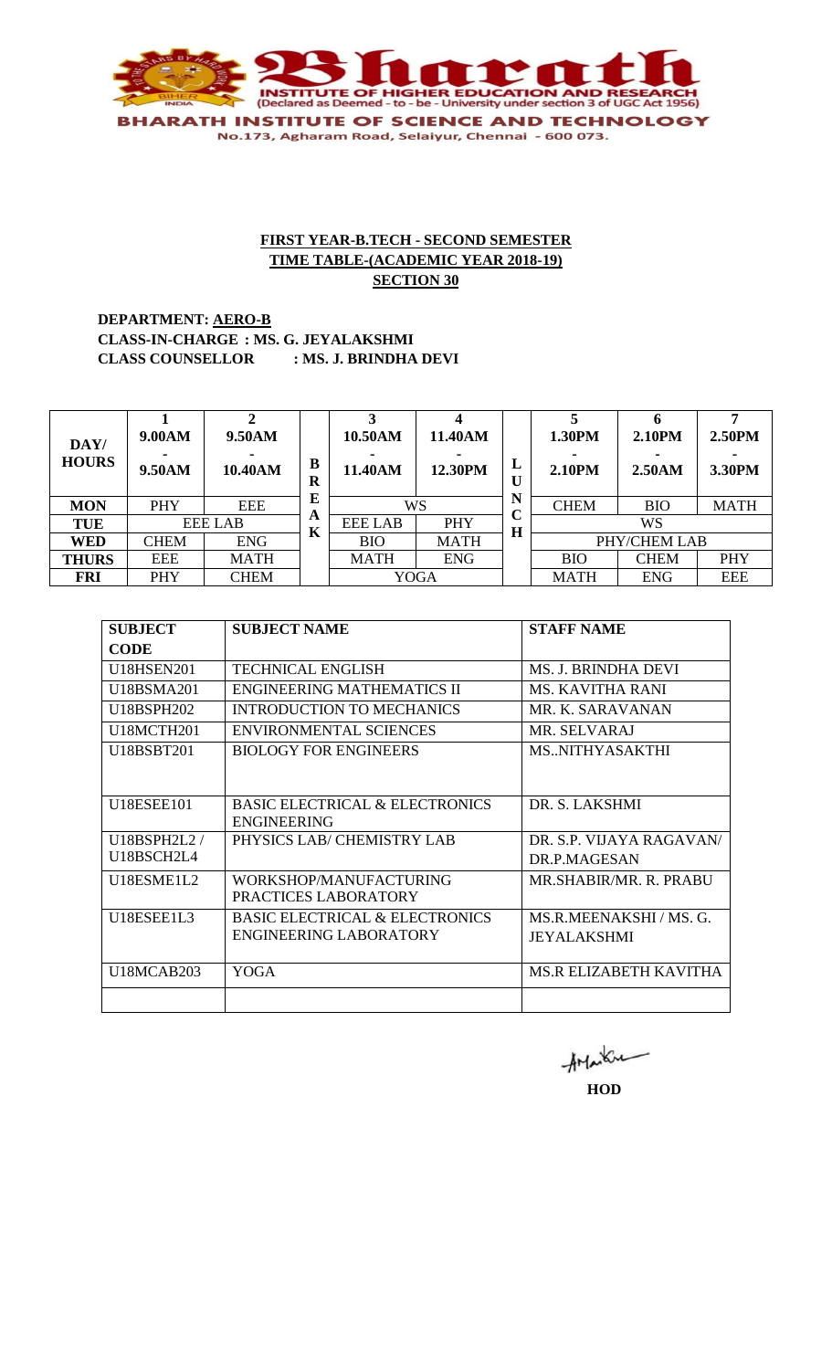**INSTITUTE OF HIGHER EDUCATION AND RESEARCH**
(Declared as Deemed - to - be - University under section 3 of UGC Act 1956)

**BHARATH INSTITUTE OF SCIENCE AND TECHNOLOGY**
No.173, Agharam Road, Selaiyur, Chennai - 600 073.

## FIRST YEAR-B.TECH - SECOND SEMESTER
## TIME TABLE-(ACADEMIC YEAR 2018-19)
## SECTION 30

**DEPARTMENT: AERO-B**
**CLASS-IN-CHARGE : MS. G. JEYALAKSHMI**
**CLASS COUNSELLOR : MS. J. BRINDHA DEVI**

| DAY/ HOURS | 1<br>9.00AM - 9.50AM | 2<br>9.50AM - 10.40AM | | 3<br>10.50AM - 11.40AM | 4<br>11.40AM - 12.30PM | | 5<br>1.30PM - 2.10PM | 6<br>2.10PM - 2.50AM | 7<br>2.50PM - 3.30PM |
|---|---|---|---|---|---|---|---|---|---|
| MON | PHY | EEE | BREAK | WS | | LUNCH | CHEM | BIO | MATH |
| TUE | EEE LAB | | | EEE LAB | PHY | | WS | | |
| WED | CHEM | ENG | | BIO | MATH | | PHY/CHEM LAB | | |
| THURS | EEE | MATH | | MATH | ENG | | BIO | CHEM | PHY |
| FRI | PHY | CHEM | | YOGA | | | MATH | ENG | EEE |

| SUBJECT CODE | SUBJECT NAME | STAFF NAME |
|---|---|---|
| U18HSEN201 | TECHNICAL ENGLISH | MS. J. BRINDHA DEVI |
| U18BSMA201 | ENGINEERING MATHEMATICS II | MS. KAVITHA RANI |
| U18BSPH202 | INTRODUCTION TO MECHANICS | MR. K. SARAVANAN |
| U18MCTH201 | ENVIRONMENTAL SCIENCES | MR. SELVARAJ |
| U18BSBT201 | BIOLOGY FOR ENGINEERS | MS..NITHYASAKTHI |
| U18ESEE101 | BASIC ELECTRICAL & ELECTRONICS ENGINEERING | DR. S. LAKSHMI |
| U18BSPH2L2 / U18BSCH2L4 | PHYSICS LAB/ CHEMISTRY LAB | DR. S.P. VIJAYA RAGAVAN/ DR.P.MAGESAN |
| U18ESME1L2 | WORKSHOP/MANUFACTURING PRACTICES LABORATORY | MR.SHABIR/MR. R. PRABU |
| U18ESEE1L3 | BASIC ELECTRICAL & ELECTRONICS ENGINEERING LABORATORY | MS.R.MEENAKSHI / MS. G. JEYALAKSHMI |
| U18MCAB203 | YOGA | MS.R ELIZABETH KAVITHA |
| | | |

**HOD**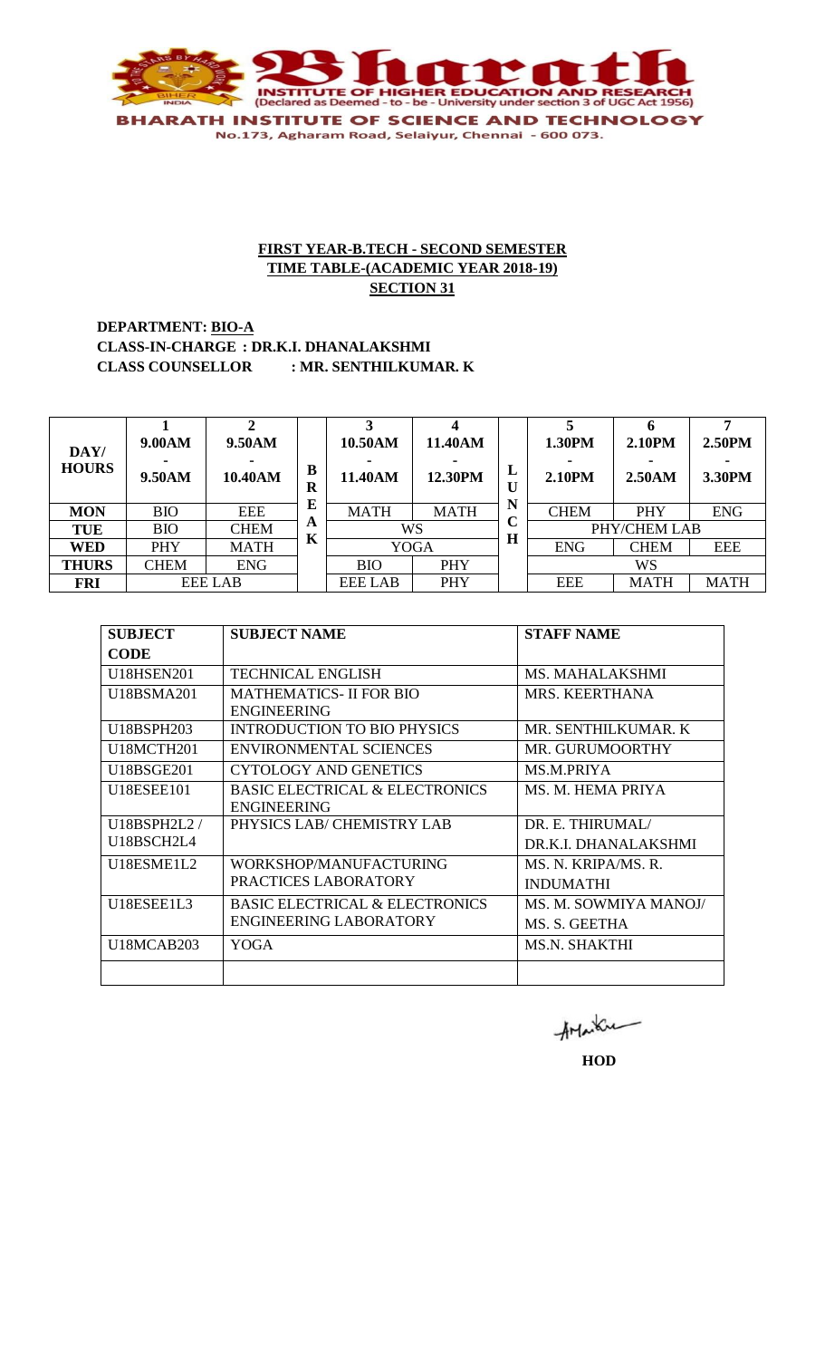BHARATH INSTITUTE OF HIGHER EDUCATION AND RESEARCH
(Declared as Deemed - to - be - University under section 3 of UGC Act 1956)

BHARATH INSTITUTE OF SCIENCE AND TECHNOLOGY
No.173, Agharam Road, Selaiyur, Chennai - 600 073.

**FIRST YEAR-B.TECH - SECOND SEMESTER**
**TIME TABLE-(ACADEMIC YEAR 2018-19)**
**SECTION 31**

**DEPARTMENT: BIO-A**
**CLASS-IN-CHARGE : DR.K.I. DHANALAKSHMI**
**CLASS COUNSELLOR : MR. SENTHILKUMAR. K**

| DAY/ HOURS | 1 9.00AM - 9.50AM | 2 9.50AM - 10.40AM | | 3 10.50AM - 11.40AM | 4 11.40AM - 12.30PM | | 5 1.30PM - 2.10PM | 6 2.10PM - 2.50AM | 7 2.50PM - 3.30PM |
|---|---|---|---|---|---|---|---|---|---|
| MON | BIO | EEE | BREAK | MATH | MATH | LUNCH | CHEM | PHY | ENG |
| TUE | BIO | CHEM | | WS | | | PHY/CHEM LAB | | |
| WED | PHY | MATH | | YOGA | | | ENG | CHEM | EEE |
| THURS | CHEM | ENG | | BIO | PHY | | WS | | |
| FRI | EEE LAB | | | EEE LAB | PHY | | EEE | MATH | MATH |

| SUBJECT CODE | SUBJECT NAME | STAFF NAME |
|---|---|---|
| U18HSEN201 | TECHNICAL ENGLISH | MS. MAHALAKSHMI |
| U18BSMA201 | MATHEMATICS- II FOR BIO ENGINEERING | MRS. KEERTHANA |
| U18BSPH203 | INTRODUCTION TO BIO PHYSICS | MR. SENTHILKUMAR. K |
| U18MCTH201 | ENVIRONMENTAL SCIENCES | MR. GURUMOORTHY |
| U18BSGE201 | CYTOLOGY AND GENETICS | MS.M.PRIYA |
| U18ESEE101 | BASIC ELECTRICAL & ELECTRONICS ENGINEERING | MS. M. HEMA PRIYA |
| U18BSPH2L2 / U18BSCH2L4 | PHYSICS LAB/ CHEMISTRY LAB | DR. E. THIRUMAL/ DR.K.I. DHANALAKSHMI |
| U18ESME1L2 | WORKSHOP/MANUFACTURING PRACTICES LABORATORY | MS. N. KRIPA/MS. R. INDUMATHI |
| U18ESEE1L3 | BASIC ELECTRICAL & ELECTRONICS ENGINEERING LABORATORY | MS. M. SOWMIYA MANOJ/ MS. S. GEETHA |
| U18MCAB203 | YOGA | MS.N. SHAKTHI |
| | | |

**HOD**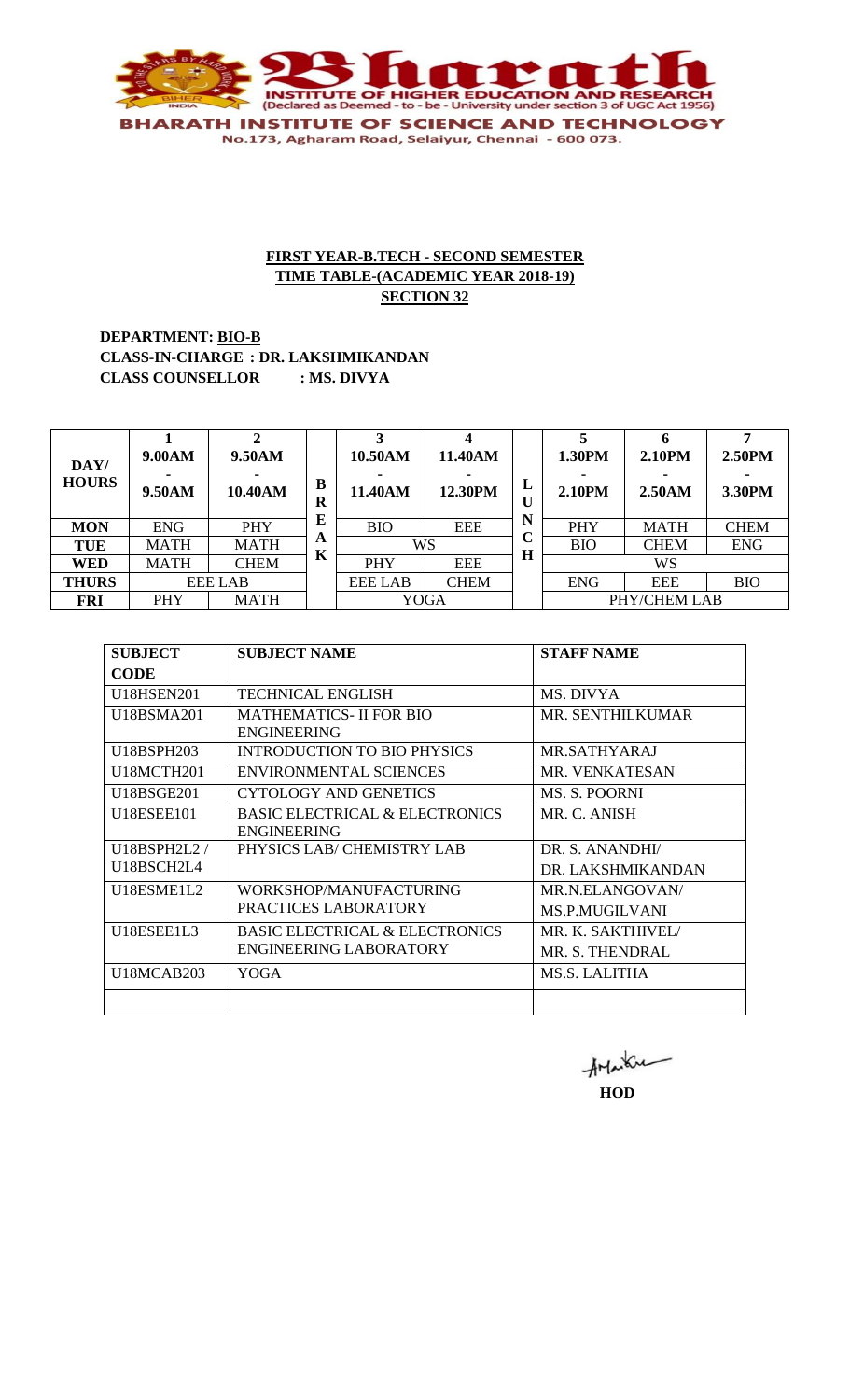**BHARATH INSTITUTE OF HIGHER EDUCATION AND RESEARCH**
(Declared as Deemed - to - be - University under section 3 of UGC Act 1956)

**BHARATH INSTITUTE OF SCIENCE AND TECHNOLOGY**
No.173, Agharam Road, Selaiyur, Chennai - 600 073.

## FIRST YEAR-B.TECH - SECOND SEMESTER
## TIME TABLE-(ACADEMIC YEAR 2018-19)
## SECTION 32

**DEPARTMENT: BIO-B**
**CLASS-IN-CHARGE : DR. LAKSHMIKANDAN**
**CLASS COUNSELLOR : MS. DIVYA**

| DAY/ HOURS | 1<br>9.00AM - 9.50AM | 2<br>9.50AM - 10.40AM | | 3<br>10.50AM - 11.40AM | 4<br>11.40AM - 12.30PM | | 5<br>1.30PM - 2.10PM | 6<br>2.10PM - 2.50AM | 7<br>2.50PM - 3.30PM |
|---|---|---|---|---|---|---|---|---|---|
| MON | ENG | PHY | BREAK | BIO | EEE | LUNCH | PHY | MATH | CHEM |
| TUE | MATH | MATH | | WS | | | BIO | CHEM | ENG |
| WED | MATH | CHEM | | PHY | EEE | | WS | | |
| THURS | EEE LAB | | | EEE LAB | CHEM | | ENG | EEE | BIO |
| FRI | PHY | MATH | | YOGA | | | PHY/CHEM LAB | | |

| SUBJECT CODE | SUBJECT NAME | STAFF NAME |
|---|---|---|
| U18HSEN201 | TECHNICAL ENGLISH | MS. DIVYA |
| U18BSMA201 | MATHEMATICS- II FOR BIO ENGINEERING | MR. SENTHILKUMAR |
| U18BSPH203 | INTRODUCTION TO BIO PHYSICS | MR.SATHYARAJ |
| U18MCTH201 | ENVIRONMENTAL SCIENCES | MR. VENKATESAN |
| U18BSGE201 | CYTOLOGY AND GENETICS | MS. S. POORNI |
| U18ESEE101 | BASIC ELECTRICAL & ELECTRONICS ENGINEERING | MR. C. ANISH |
| U18BSPH2L2 / U18BSCH2L4 | PHYSICS LAB/ CHEMISTRY LAB | DR. S. ANANDHI/ DR. LAKSHMIKANDAN |
| U18ESME1L2 | WORKSHOP/MANUFACTURING PRACTICES LABORATORY | MR.N.ELANGOVAN/ MS.P.MUGILVANI |
| U18ESEE1L3 | BASIC ELECTRICAL & ELECTRONICS ENGINEERING LABORATORY | MR. K. SAKTHIVEL/ MR. S. THENDRAL |
| U18MCAB203 | YOGA | MS.S. LALITHA |
| | | |

**HOD**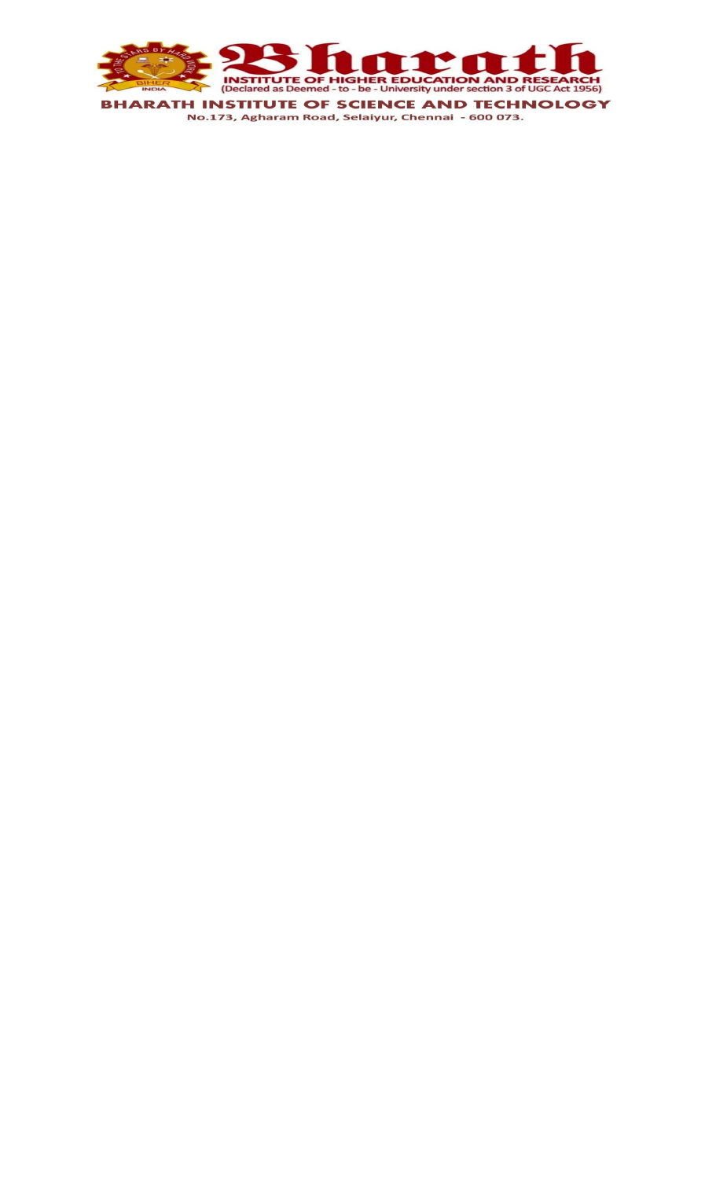**Bharath**

**INSTITUTE OF HIGHER EDUCATION AND RESEARCH**

(Declared as Deemed - to - be - University under section 3 of UGC Act 1956)

**BHARATH INSTITUTE OF SCIENCE AND TECHNOLOGY**

No.173, Agharam Road, Selaiyur, Chennai - 600 073.